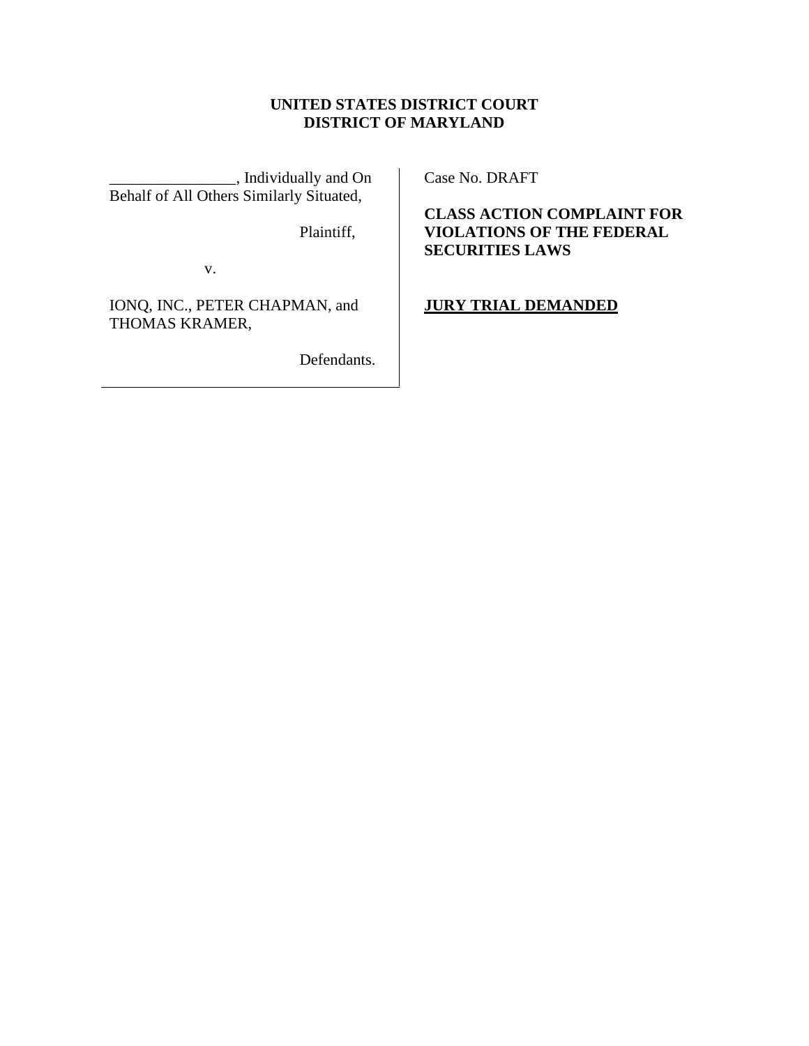**UNITED STATES DISTRICT COURT**
**DISTRICT OF MARYLAND**

| | |
|---|---|
| _______________, Individually and On Behalf of All Others Similarly Situated,<br><br>Plaintiff,<br><br>v.<br><br>IONQ, INC., PETER CHAPMAN, and THOMAS KRAMER,<br><br>Defendants. | Case No. DRAFT<br><br>**CLASS ACTION COMPLAINT FOR VIOLATIONS OF THE FEDERAL SECURITIES LAWS**<br><br>**<u>JURY TRIAL DEMANDED</u>** |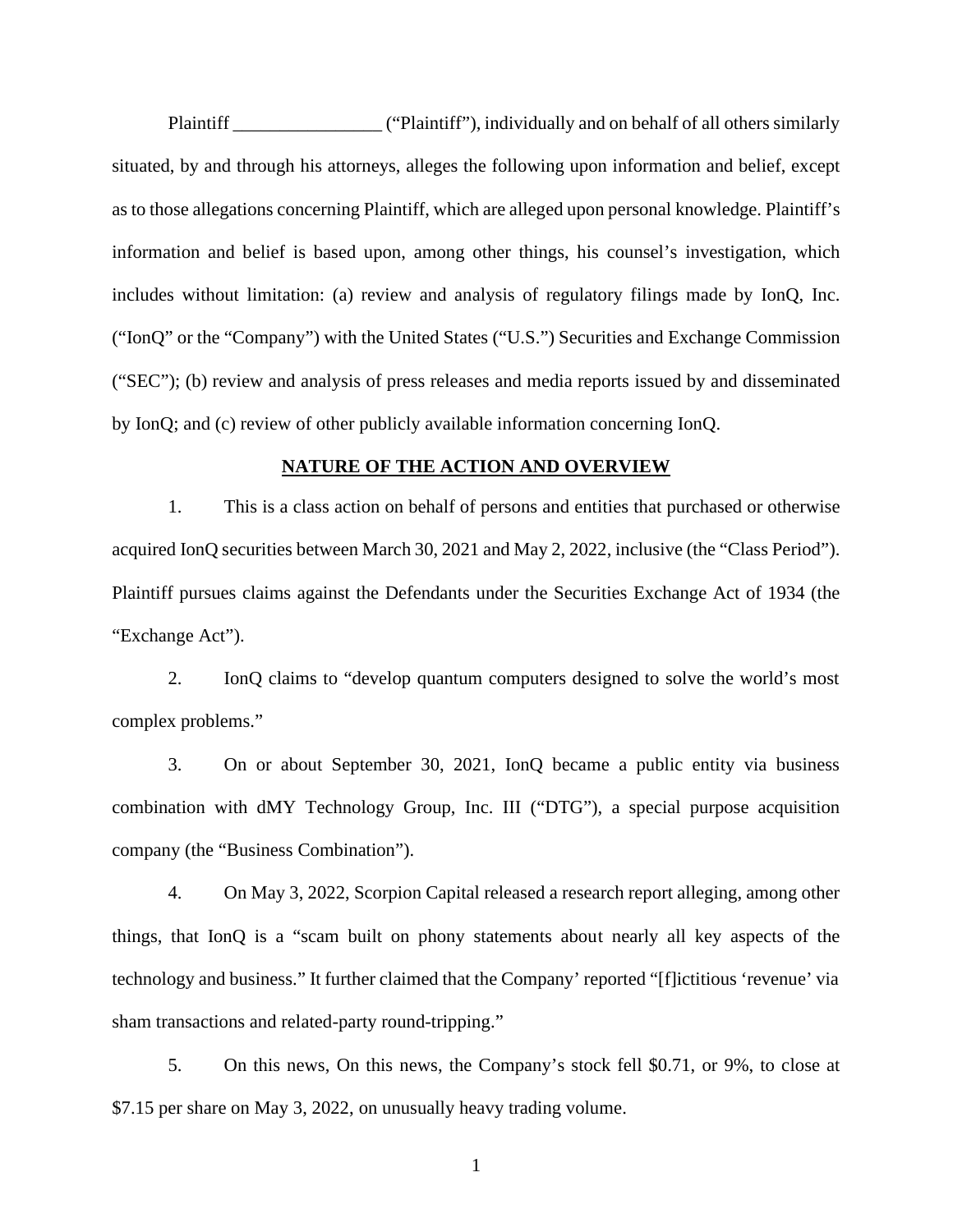Plaintiff ________________ ("Plaintiff"), individually and on behalf of all others similarly situated, by and through his attorneys, alleges the following upon information and belief, except as to those allegations concerning Plaintiff, which are alleged upon personal knowledge. Plaintiff's information and belief is based upon, among other things, his counsel's investigation, which includes without limitation: (a) review and analysis of regulatory filings made by IonQ, Inc. ("IonQ" or the "Company") with the United States ("U.S.") Securities and Exchange Commission ("SEC"); (b) review and analysis of press releases and media reports issued by and disseminated by IonQ; and (c) review of other publicly available information concerning IonQ.

## NATURE OF THE ACTION AND OVERVIEW

1. This is a class action on behalf of persons and entities that purchased or otherwise acquired IonQ securities between March 30, 2021 and May 2, 2022, inclusive (the "Class Period"). Plaintiff pursues claims against the Defendants under the Securities Exchange Act of 1934 (the "Exchange Act").

2. IonQ claims to "develop quantum computers designed to solve the world's most complex problems."

3. On or about September 30, 2021, IonQ became a public entity via business combination with dMY Technology Group, Inc. III ("DTG"), a special purpose acquisition company (the "Business Combination").

4. On May 3, 2022, Scorpion Capital released a research report alleging, among other things, that IonQ is a "scam built on phony statements about nearly all key aspects of the technology and business." It further claimed that the Company' reported "[f]ictitious 'revenue' via sham transactions and related-party round-tripping."

5. On this news, On this news, the Company's stock fell $0.71, or 9%, to close at $7.15 per share on May 3, 2022, on unusually heavy trading volume.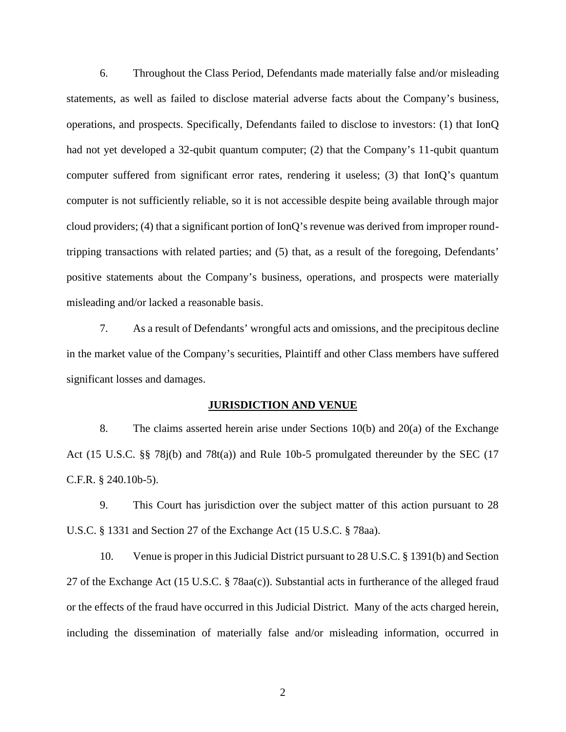6. Throughout the Class Period, Defendants made materially false and/or misleading statements, as well as failed to disclose material adverse facts about the Company's business, operations, and prospects. Specifically, Defendants failed to disclose to investors: (1) that IonQ had not yet developed a 32-qubit quantum computer; (2) that the Company's 11-qubit quantum computer suffered from significant error rates, rendering it useless; (3) that IonQ's quantum computer is not sufficiently reliable, so it is not accessible despite being available through major cloud providers; (4) that a significant portion of IonQ's revenue was derived from improper round-tripping transactions with related parties; and (5) that, as a result of the foregoing, Defendants' positive statements about the Company's business, operations, and prospects were materially misleading and/or lacked a reasonable basis.

7. As a result of Defendants' wrongful acts and omissions, and the precipitous decline in the market value of the Company's securities, Plaintiff and other Class members have suffered significant losses and damages.

## JURISDICTION AND VENUE

8. The claims asserted herein arise under Sections 10(b) and 20(a) of the Exchange Act (15 U.S.C. §§ 78j(b) and 78t(a)) and Rule 10b-5 promulgated thereunder by the SEC (17 C.F.R. § 240.10b-5).

9. This Court has jurisdiction over the subject matter of this action pursuant to 28 U.S.C. § 1331 and Section 27 of the Exchange Act (15 U.S.C. § 78aa).

10. Venue is proper in this Judicial District pursuant to 28 U.S.C. § 1391(b) and Section 27 of the Exchange Act (15 U.S.C. § 78aa(c)). Substantial acts in furtherance of the alleged fraud or the effects of the fraud have occurred in this Judicial District. Many of the acts charged herein, including the dissemination of materially false and/or misleading information, occurred in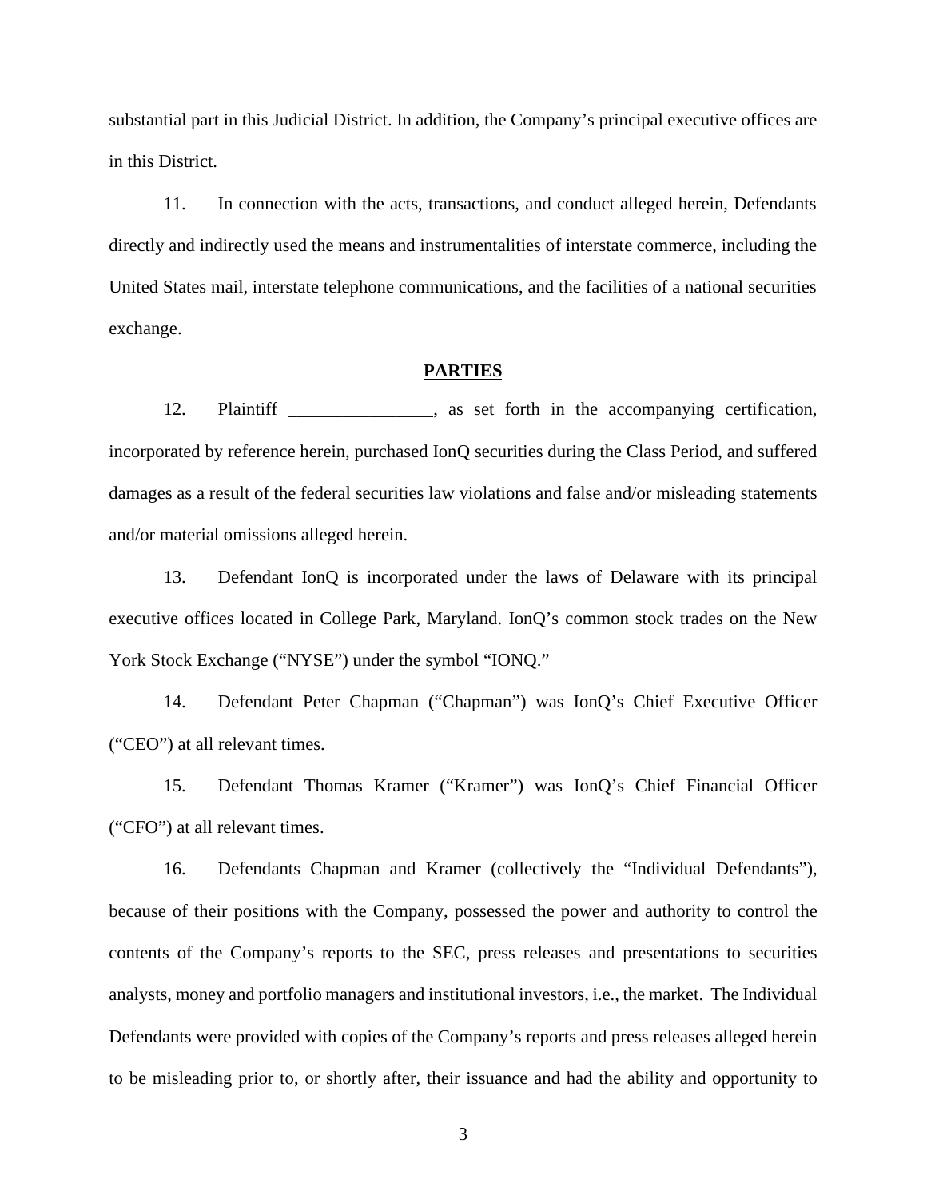substantial part in this Judicial District. In addition, the Company's principal executive offices are in this District.

11. In connection with the acts, transactions, and conduct alleged herein, Defendants directly and indirectly used the means and instrumentalities of interstate commerce, including the United States mail, interstate telephone communications, and the facilities of a national securities exchange.

## PARTIES

12. Plaintiff ________________, as set forth in the accompanying certification, incorporated by reference herein, purchased IonQ securities during the Class Period, and suffered damages as a result of the federal securities law violations and false and/or misleading statements and/or material omissions alleged herein.

13. Defendant IonQ is incorporated under the laws of Delaware with its principal executive offices located in College Park, Maryland. IonQ's common stock trades on the New York Stock Exchange ("NYSE") under the symbol "IONQ."

14. Defendant Peter Chapman ("Chapman") was IonQ's Chief Executive Officer ("CEO") at all relevant times.

15. Defendant Thomas Kramer ("Kramer") was IonQ's Chief Financial Officer ("CFO") at all relevant times.

16. Defendants Chapman and Kramer (collectively the "Individual Defendants"), because of their positions with the Company, possessed the power and authority to control the contents of the Company's reports to the SEC, press releases and presentations to securities analysts, money and portfolio managers and institutional investors, i.e., the market. The Individual Defendants were provided with copies of the Company's reports and press releases alleged herein to be misleading prior to, or shortly after, their issuance and had the ability and opportunity to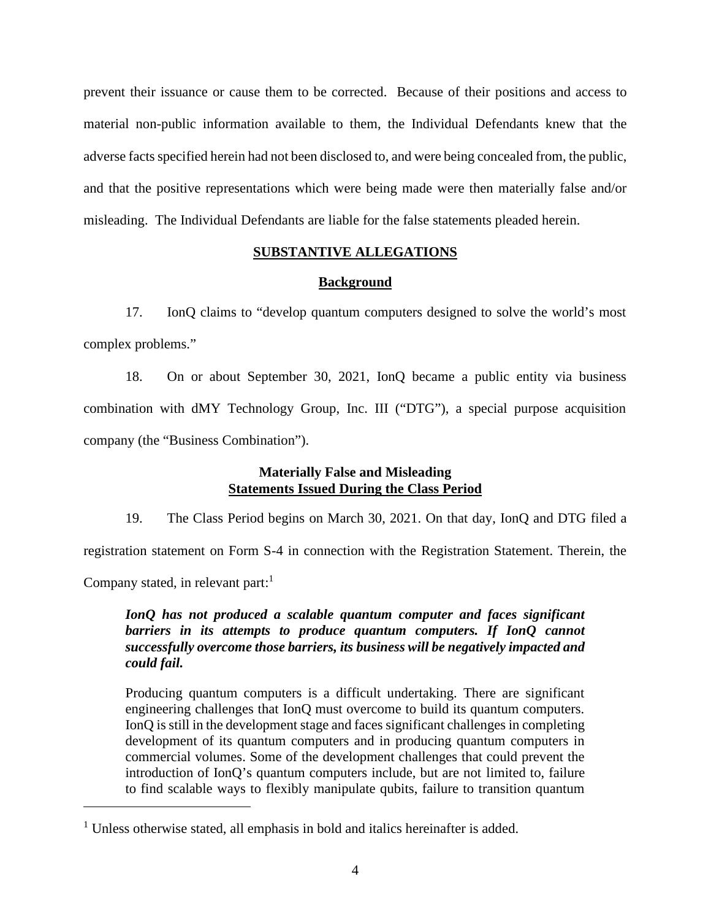prevent their issuance or cause them to be corrected. Because of their positions and access to material non-public information available to them, the Individual Defendants knew that the adverse facts specified herein had not been disclosed to, and were being concealed from, the public, and that the positive representations which were being made were then materially false and/or misleading. The Individual Defendants are liable for the false statements pleaded herein.

## SUBSTANTIVE ALLEGATIONS

### Background

17. IonQ claims to "develop quantum computers designed to solve the world's most complex problems."

18. On or about September 30, 2021, IonQ became a public entity via business combination with dMY Technology Group, Inc. III ("DTG"), a special purpose acquisition company (the "Business Combination").

### Materially False and Misleading Statements Issued During the Class Period

19. The Class Period begins on March 30, 2021. On that day, IonQ and DTG filed a registration statement on Form S-4 in connection with the Registration Statement. Therein, the Company stated, in relevant part:[1]

> ***IonQ has not produced a scalable quantum computer and faces significant barriers in its attempts to produce quantum computers. If IonQ cannot successfully overcome those barriers, its business will be negatively impacted and could fail.***
>
> Producing quantum computers is a difficult undertaking. There are significant engineering challenges that IonQ must overcome to build its quantum computers. IonQ is still in the development stage and faces significant challenges in completing development of its quantum computers and in producing quantum computers in commercial volumes. Some of the development challenges that could prevent the introduction of IonQ's quantum computers include, but are not limited to, failure to find scalable ways to flexibly manipulate qubits, failure to transition quantum

---

[1] Unless otherwise stated, all emphasis in bold and italics hereinafter is added.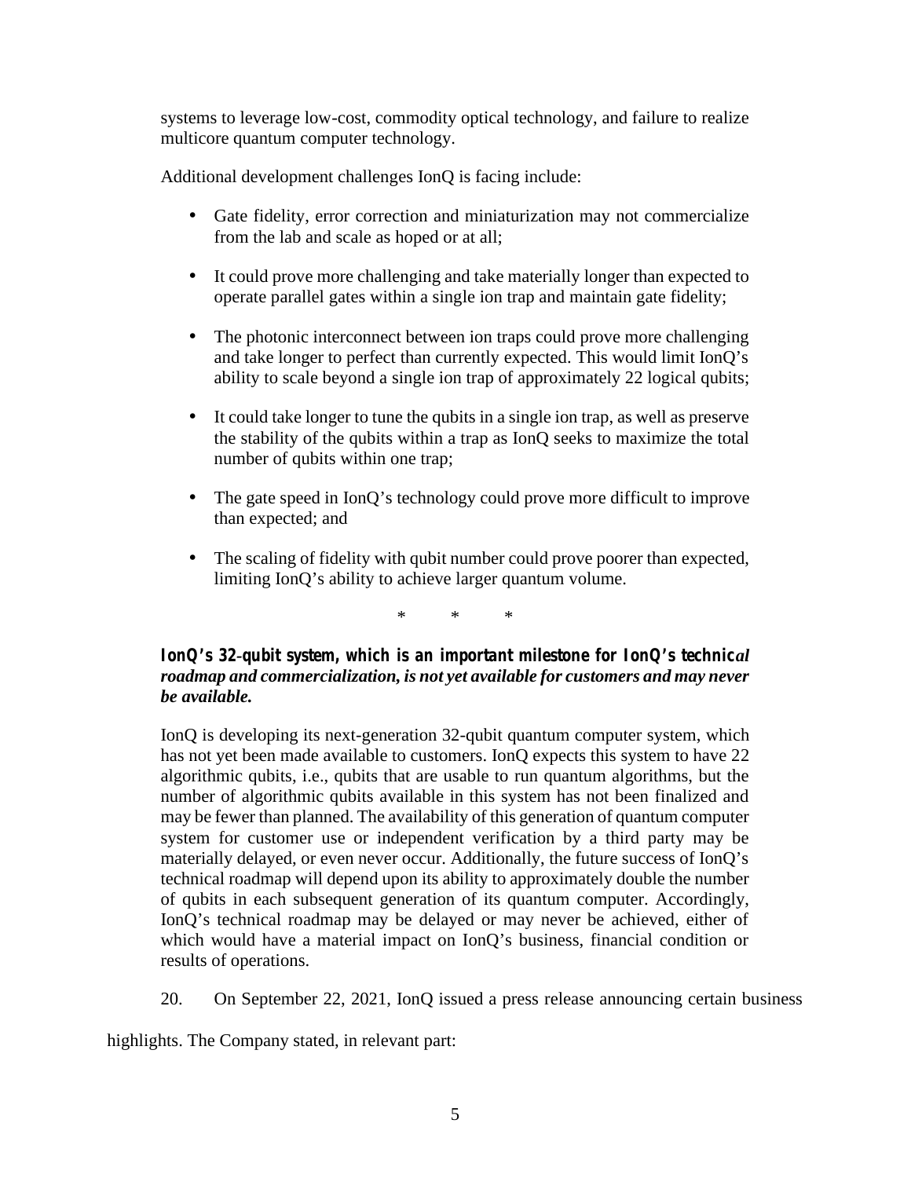systems to leverage low-cost, commodity optical technology, and failure to realize multicore quantum computer technology.

Additional development challenges IonQ is facing include:

- Gate fidelity, error correction and miniaturization may not commercialize from the lab and scale as hoped or at all;
- It could prove more challenging and take materially longer than expected to operate parallel gates within a single ion trap and maintain gate fidelity;
- The photonic interconnect between ion traps could prove more challenging and take longer to perfect than currently expected. This would limit IonQ's ability to scale beyond a single ion trap of approximately 22 logical qubits;
- It could take longer to tune the qubits in a single ion trap, as well as preserve the stability of the qubits within a trap as IonQ seeks to maximize the total number of qubits within one trap;
- The gate speed in IonQ's technology could prove more difficult to improve than expected; and
- The scaling of fidelity with qubit number could prove poorer than expected, limiting IonQ's ability to achieve larger quantum volume.

\* \* \*

***IonQ's 32-qubit system, which is an important milestone for IonQ's technical roadmap and commercialization, is not yet available for customers and may never be available.***

IonQ is developing its next-generation 32-qubit quantum computer system, which has not yet been made available to customers. IonQ expects this system to have 22 algorithmic qubits, i.e., qubits that are usable to run quantum algorithms, but the number of algorithmic qubits available in this system has not been finalized and may be fewer than planned. The availability of this generation of quantum computer system for customer use or independent verification by a third party may be materially delayed, or even never occur. Additionally, the future success of IonQ's technical roadmap will depend upon its ability to approximately double the number of qubits in each subsequent generation of its quantum computer. Accordingly, IonQ's technical roadmap may be delayed or may never be achieved, either of which would have a material impact on IonQ's business, financial condition or results of operations.

20. On September 22, 2021, IonQ issued a press release announcing certain business highlights. The Company stated, in relevant part: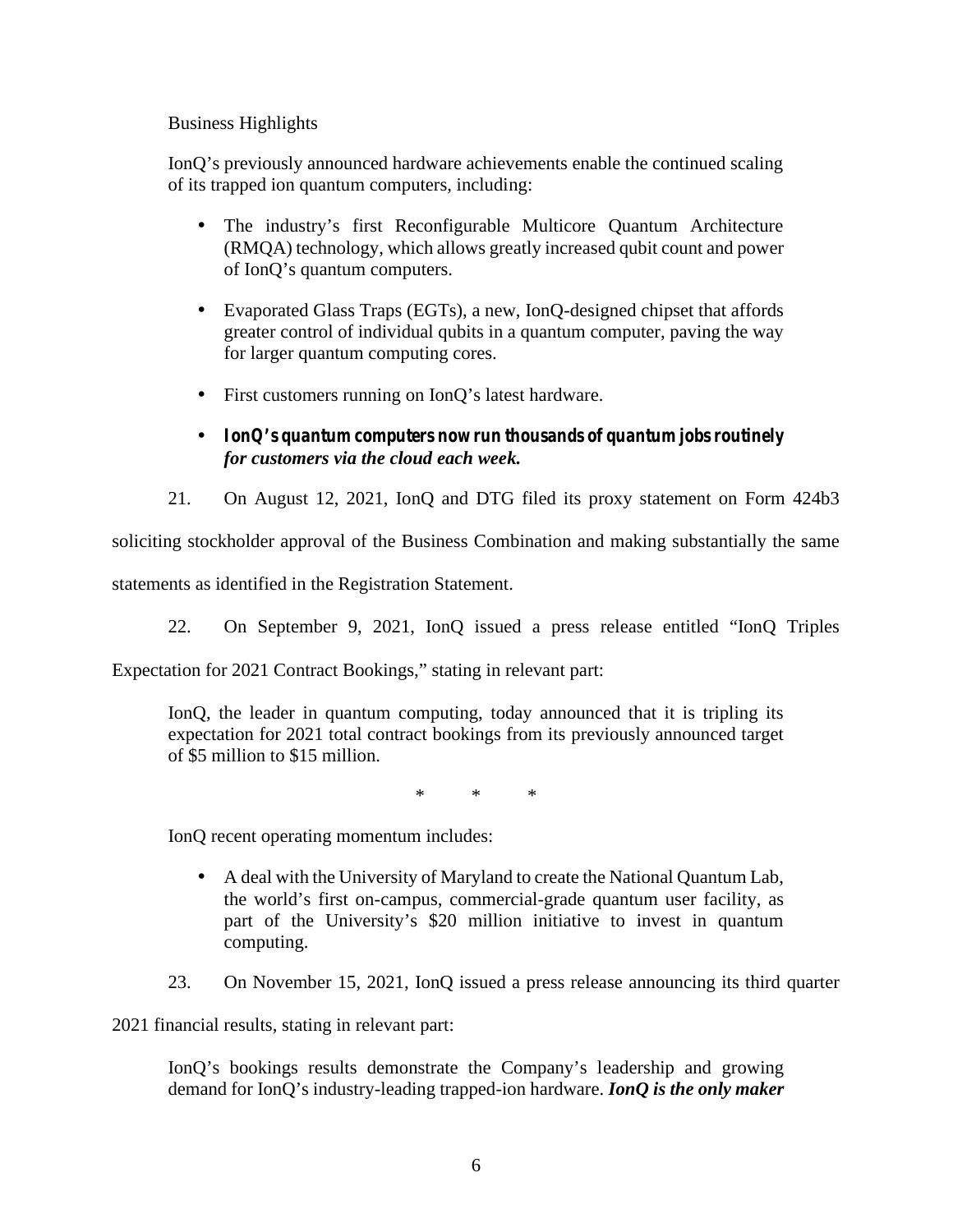Business Highlights

IonQ's previously announced hardware achievements enable the continued scaling of its trapped ion quantum computers, including:

- The industry's first Reconfigurable Multicore Quantum Architecture (RMQA) technology, which allows greatly increased qubit count and power of IonQ's quantum computers.
- Evaporated Glass Traps (EGTs), a new, IonQ-designed chipset that affords greater control of individual qubits in a quantum computer, paving the way for larger quantum computing cores.
- First customers running on IonQ's latest hardware.
- ***IonQ's quantum computers now run thousands of quantum jobs routinely for customers via the cloud each week.***

21. On August 12, 2021, IonQ and DTG filed its proxy statement on Form 424b3 soliciting stockholder approval of the Business Combination and making substantially the same statements as identified in the Registration Statement.

22. On September 9, 2021, IonQ issued a press release entitled "IonQ Triples Expectation for 2021 Contract Bookings," stating in relevant part:

> IonQ, the leader in quantum computing, today announced that it is tripling its expectation for 2021 total contract bookings from its previously announced target of $5 million to $15 million.
>
> \* \* \*
>
> IonQ recent operating momentum includes:
>
> - A deal with the University of Maryland to create the National Quantum Lab, the world's first on-campus, commercial-grade quantum user facility, as part of the University's $20 million initiative to invest in quantum computing.

23. On November 15, 2021, IonQ issued a press release announcing its third quarter 2021 financial results, stating in relevant part:

> IonQ's bookings results demonstrate the Company's leadership and growing demand for IonQ's industry-leading trapped-ion hardware. ***IonQ is the only maker***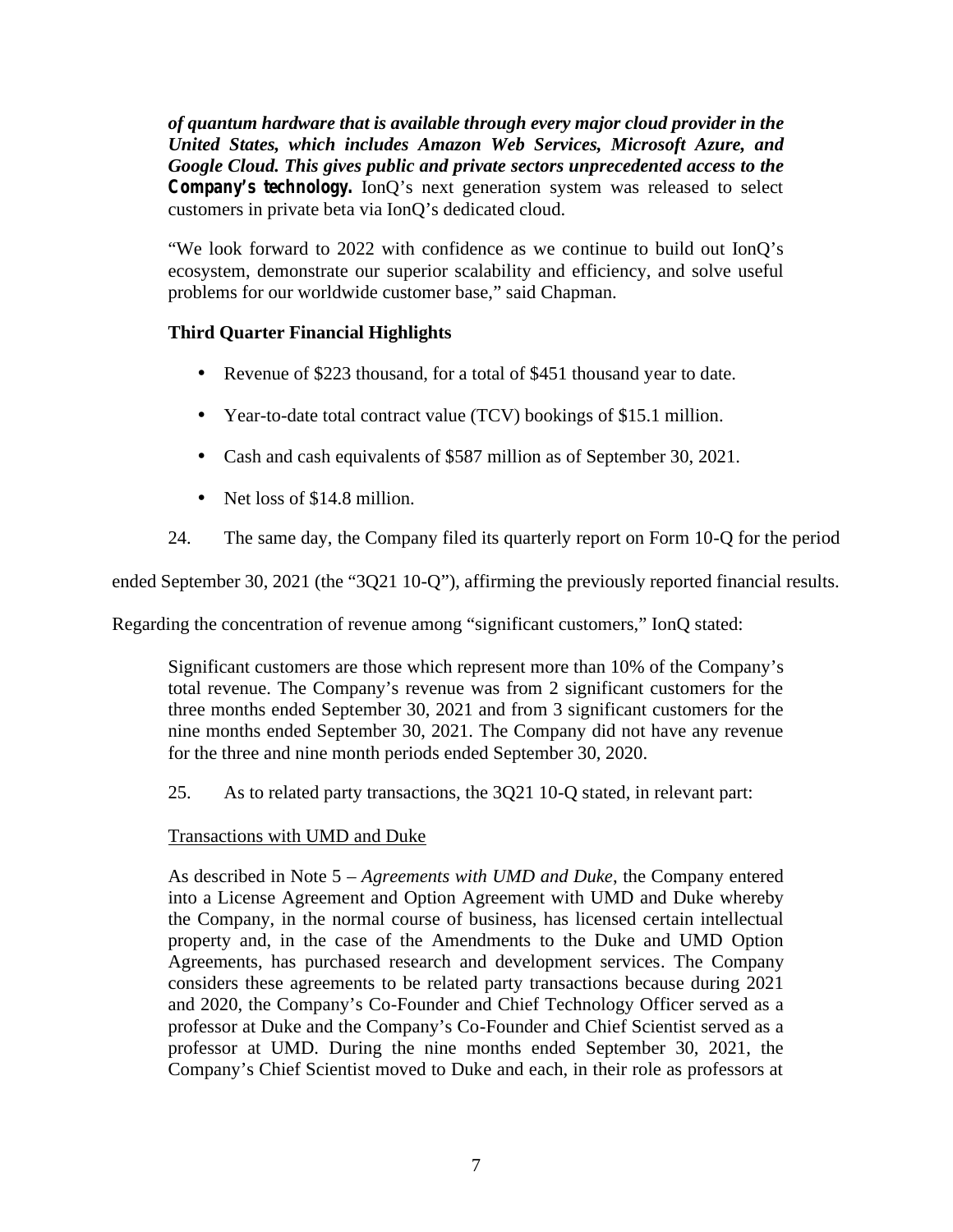***of quantum hardware that is available through every major cloud provider in the United States, which includes Amazon Web Services, Microsoft Azure, and Google Cloud. This gives public and private sectors unprecedented access to the Company's technology.*** IonQ's next generation system was released to select customers in private beta via IonQ's dedicated cloud.

"We look forward to 2022 with confidence as we continue to build out IonQ's ecosystem, demonstrate our superior scalability and efficiency, and solve useful problems for our worldwide customer base," said Chapman.

**Third Quarter Financial Highlights**

- Revenue of $223 thousand, for a total of $451 thousand year to date.
- Year-to-date total contract value (TCV) bookings of $15.1 million.
- Cash and cash equivalents of $587 million as of September 30, 2021.
- Net loss of $14.8 million.

24. The same day, the Company filed its quarterly report on Form 10-Q for the period ended September 30, 2021 (the "3Q21 10-Q"), affirming the previously reported financial results. Regarding the concentration of revenue among "significant customers," IonQ stated:

> Significant customers are those which represent more than 10% of the Company's total revenue. The Company's revenue was from 2 significant customers for the three months ended September 30, 2021 and from 3 significant customers for the nine months ended September 30, 2021. The Company did not have any revenue for the three and nine month periods ended September 30, 2020.

25. As to related party transactions, the 3Q21 10-Q stated, in relevant part:

> <u>Transactions with UMD and Duke</u>
>
> As described in Note 5 – *Agreements with UMD and Duke*, the Company entered into a License Agreement and Option Agreement with UMD and Duke whereby the Company, in the normal course of business, has licensed certain intellectual property and, in the case of the Amendments to the Duke and UMD Option Agreements, has purchased research and development services. The Company considers these agreements to be related party transactions because during 2021 and 2020, the Company's Co-Founder and Chief Technology Officer served as a professor at Duke and the Company's Co-Founder and Chief Scientist served as a professor at UMD. During the nine months ended September 30, 2021, the Company's Chief Scientist moved to Duke and each, in their role as professors at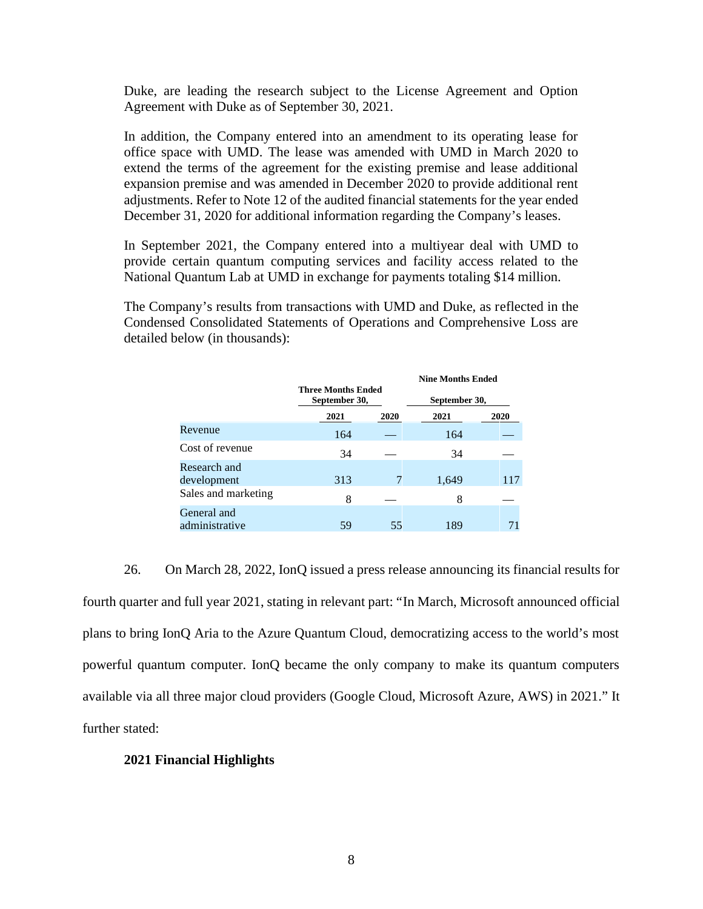Duke, are leading the research subject to the License Agreement and Option Agreement with Duke as of September 30, 2021.

In addition, the Company entered into an amendment to its operating lease for office space with UMD. The lease was amended with UMD in March 2020 to extend the terms of the agreement for the existing premise and lease additional expansion premise and was amended in December 2020 to provide additional rent adjustments. Refer to Note 12 of the audited financial statements for the year ended December 31, 2020 for additional information regarding the Company's leases.

In September 2021, the Company entered into a multiyear deal with UMD to provide certain quantum computing services and facility access related to the National Quantum Lab at UMD in exchange for payments totaling $14 million.

The Company's results from transactions with UMD and Duke, as reflected in the Condensed Consolidated Statements of Operations and Comprehensive Loss are detailed below (in thousands):

| | Three Months Ended September 30, | | Nine Months Ended September 30, | |
|---|---|---|---|---|
| | 2021 | 2020 | 2021 | 2020 |
| Revenue | 164 | — | 164 | — |
| Cost of revenue | 34 | — | 34 | — |
| Research and development | 313 | 7 | 1,649 | 117 |
| Sales and marketing | 8 | — | 8 | — |
| General and administrative | 59 | 55 | 189 | 71 |

26. On March 28, 2022, IonQ issued a press release announcing its financial results for fourth quarter and full year 2021, stating in relevant part: "In March, Microsoft announced official plans to bring IonQ Aria to the Azure Quantum Cloud, democratizing access to the world's most powerful quantum computer. IonQ became the only company to make its quantum computers available via all three major cloud providers (Google Cloud, Microsoft Azure, AWS) in 2021." It further stated:

**2021 Financial Highlights**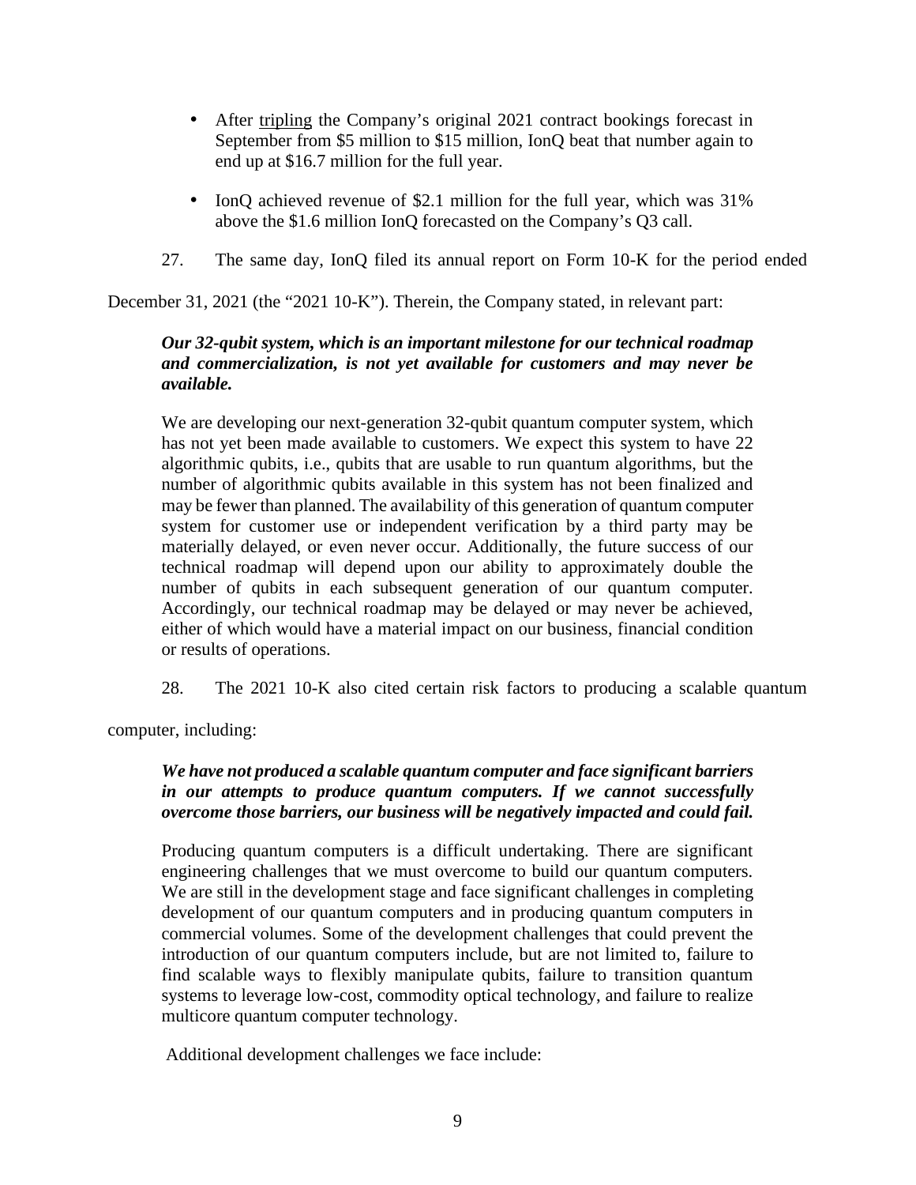- After <u>tripling</u> the Company's original 2021 contract bookings forecast in September from $5 million to $15 million, IonQ beat that number again to end up at $16.7 million for the full year.

- IonQ achieved revenue of $2.1 million for the full year, which was 31% above the $1.6 million IonQ forecasted on the Company's Q3 call.

27. The same day, IonQ filed its annual report on Form 10-K for the period ended December 31, 2021 (the "2021 10-K"). Therein, the Company stated, in relevant part:

> ***Our 32-qubit system, which is an important milestone for our technical roadmap and commercialization, is not yet available for customers and may never be available.***
>
> We are developing our next-generation 32-qubit quantum computer system, which has not yet been made available to customers. We expect this system to have 22 algorithmic qubits, i.e., qubits that are usable to run quantum algorithms, but the number of algorithmic qubits available in this system has not been finalized and may be fewer than planned. The availability of this generation of quantum computer system for customer use or independent verification by a third party may be materially delayed, or even never occur. Additionally, the future success of our technical roadmap will depend upon our ability to approximately double the number of qubits in each subsequent generation of our quantum computer. Accordingly, our technical roadmap may be delayed or may never be achieved, either of which would have a material impact on our business, financial condition or results of operations.

28. The 2021 10-K also cited certain risk factors to producing a scalable quantum computer, including:

> ***We have not produced a scalable quantum computer and face significant barriers in our attempts to produce quantum computers. If we cannot successfully overcome those barriers, our business will be negatively impacted and could fail.***
>
> Producing quantum computers is a difficult undertaking. There are significant engineering challenges that we must overcome to build our quantum computers. We are still in the development stage and face significant challenges in completing development of our quantum computers and in producing quantum computers in commercial volumes. Some of the development challenges that could prevent the introduction of our quantum computers include, but are not limited to, failure to find scalable ways to flexibly manipulate qubits, failure to transition quantum systems to leverage low-cost, commodity optical technology, and failure to realize multicore quantum computer technology.
>
> Additional development challenges we face include: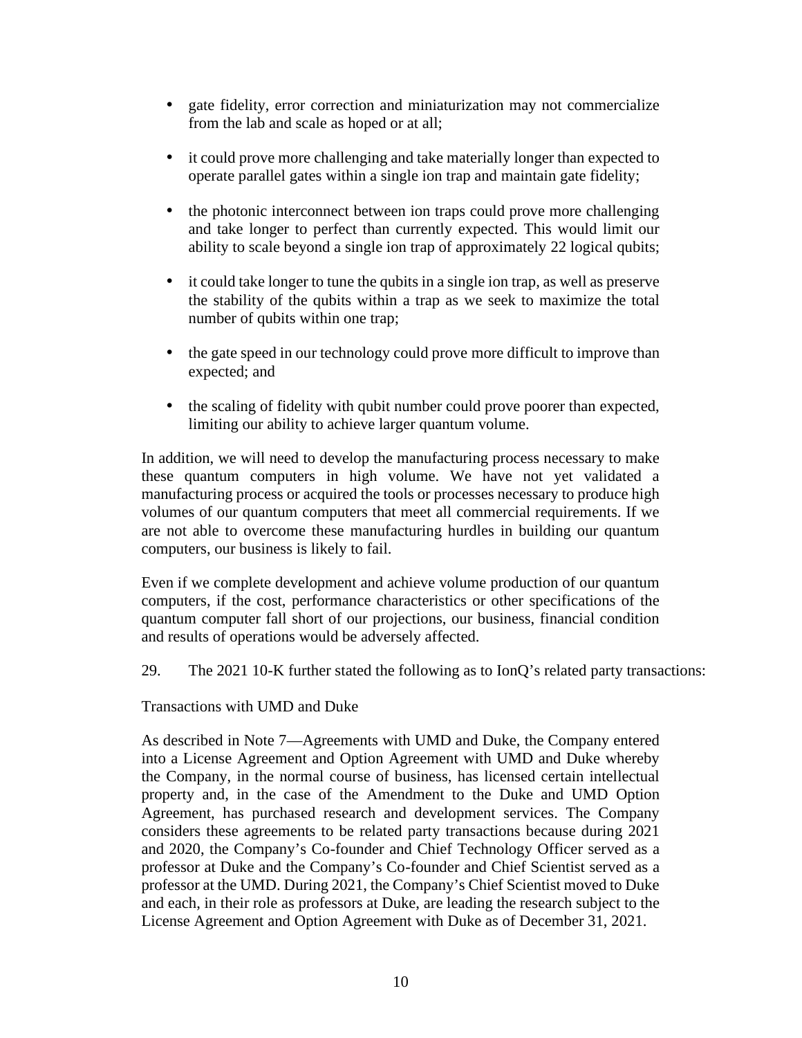- gate fidelity, error correction and miniaturization may not commercialize from the lab and scale as hoped or at all;
- it could prove more challenging and take materially longer than expected to operate parallel gates within a single ion trap and maintain gate fidelity;
- the photonic interconnect between ion traps could prove more challenging and take longer to perfect than currently expected. This would limit our ability to scale beyond a single ion trap of approximately 22 logical qubits;
- it could take longer to tune the qubits in a single ion trap, as well as preserve the stability of the qubits within a trap as we seek to maximize the total number of qubits within one trap;
- the gate speed in our technology could prove more difficult to improve than expected; and
- the scaling of fidelity with qubit number could prove poorer than expected, limiting our ability to achieve larger quantum volume.

In addition, we will need to develop the manufacturing process necessary to make these quantum computers in high volume. We have not yet validated a manufacturing process or acquired the tools or processes necessary to produce high volumes of our quantum computers that meet all commercial requirements. If we are not able to overcome these manufacturing hurdles in building our quantum computers, our business is likely to fail.

Even if we complete development and achieve volume production of our quantum computers, if the cost, performance characteristics or other specifications of the quantum computer fall short of our projections, our business, financial condition and results of operations would be adversely affected.

29. The 2021 10-K further stated the following as to IonQ's related party transactions:

Transactions with UMD and Duke

As described in Note 7—Agreements with UMD and Duke, the Company entered into a License Agreement and Option Agreement with UMD and Duke whereby the Company, in the normal course of business, has licensed certain intellectual property and, in the case of the Amendment to the Duke and UMD Option Agreement, has purchased research and development services. The Company considers these agreements to be related party transactions because during 2021 and 2020, the Company's Co-founder and Chief Technology Officer served as a professor at Duke and the Company's Co-founder and Chief Scientist served as a professor at the UMD. During 2021, the Company's Chief Scientist moved to Duke and each, in their role as professors at Duke, are leading the research subject to the License Agreement and Option Agreement with Duke as of December 31, 2021.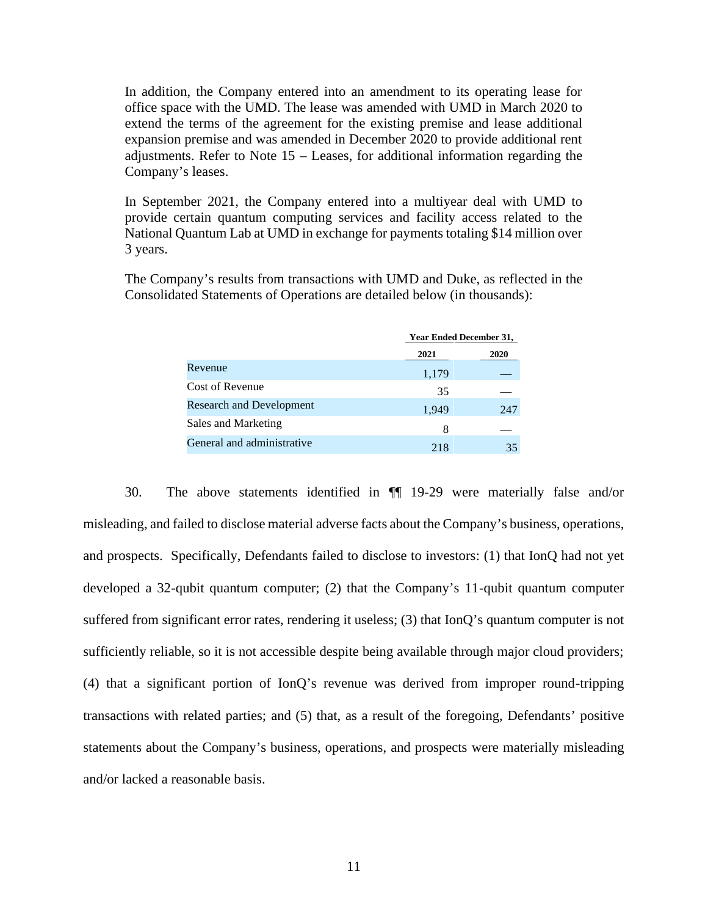In addition, the Company entered into an amendment to its operating lease for office space with the UMD. The lease was amended with UMD in March 2020 to extend the terms of the agreement for the existing premise and lease additional expansion premise and was amended in December 2020 to provide additional rent adjustments. Refer to Note 15 – Leases, for additional information regarding the Company's leases.

In September 2021, the Company entered into a multiyear deal with UMD to provide certain quantum computing services and facility access related to the National Quantum Lab at UMD in exchange for payments totaling $14 million over 3 years.

The Company's results from transactions with UMD and Duke, as reflected in the Consolidated Statements of Operations are detailed below (in thousands):

| | Year Ended December 31, | |
|---|---|---|
| | 2021 | 2020 |
| Revenue | 1,179 | — |
| Cost of Revenue | 35 | — |
| Research and Development | 1,949 | 247 |
| Sales and Marketing | 8 | — |
| General and administrative | 218 | 35 |

30. The above statements identified in ¶¶ 19-29 were materially false and/or misleading, and failed to disclose material adverse facts about the Company's business, operations, and prospects. Specifically, Defendants failed to disclose to investors: (1) that IonQ had not yet developed a 32-qubit quantum computer; (2) that the Company's 11-qubit quantum computer suffered from significant error rates, rendering it useless; (3) that IonQ's quantum computer is not sufficiently reliable, so it is not accessible despite being available through major cloud providers; (4) that a significant portion of IonQ's revenue was derived from improper round-tripping transactions with related parties; and (5) that, as a result of the foregoing, Defendants' positive statements about the Company's business, operations, and prospects were materially misleading and/or lacked a reasonable basis.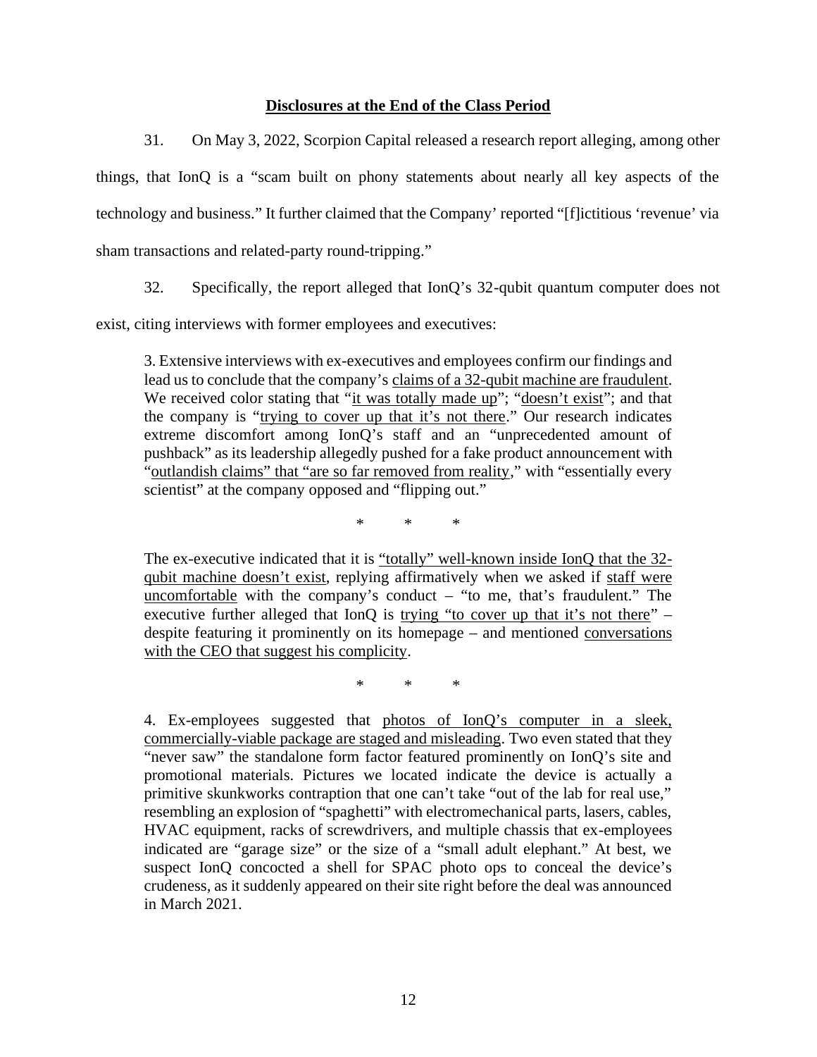**Disclosures at the End of the Class Period**

31. On May 3, 2022, Scorpion Capital released a research report alleging, among other things, that IonQ is a "scam built on phony statements about nearly all key aspects of the technology and business." It further claimed that the Company' reported "[f]ictitious 'revenue' via sham transactions and related-party round-tripping."

32. Specifically, the report alleged that IonQ's 32-qubit quantum computer does not exist, citing interviews with former employees and executives:

> 3. Extensive interviews with ex-executives and employees confirm our findings and lead us to conclude that the company's <u>claims of a 32-qubit machine are fraudulent</u>. We received color stating that "<u>it was totally made up</u>"; "<u>doesn't exist</u>"; and that the company is "<u>trying to cover up that it's not there</u>." Our research indicates extreme discomfort among IonQ's staff and an "unprecedented amount of pushback" as its leadership allegedly pushed for a fake product announcement with "<u>outlandish claims" that "are so far removed from reality</u>," with "essentially every scientist" at the company opposed and "flipping out."
>
> \* \* \*
>
> The ex-executive indicated that it is <u>"totally" well-known inside IonQ that the 32-qubit machine doesn't exist</u>, replying affirmatively when we asked if <u>staff were uncomfortable</u> with the company's conduct – "to me, that's fraudulent." The executive further alleged that IonQ is <u>trying "to cover up that it's not there</u>" – despite featuring it prominently on its homepage – and mentioned <u>conversations with the CEO that suggest his complicity</u>.
>
> \* \* \*
>
> 4. Ex-employees suggested that <u>photos of IonQ's computer in a sleek, commercially-viable package are staged and misleading</u>. Two even stated that they "never saw" the standalone form factor featured prominently on IonQ's site and promotional materials. Pictures we located indicate the device is actually a primitive skunkworks contraption that one can't take "out of the lab for real use," resembling an explosion of "spaghetti" with electromechanical parts, lasers, cables, HVAC equipment, racks of screwdrivers, and multiple chassis that ex-employees indicated are "garage size" or the size of a "small adult elephant." At best, we suspect IonQ concocted a shell for SPAC photo ops to conceal the device's crudeness, as it suddenly appeared on their site right before the deal was announced in March 2021.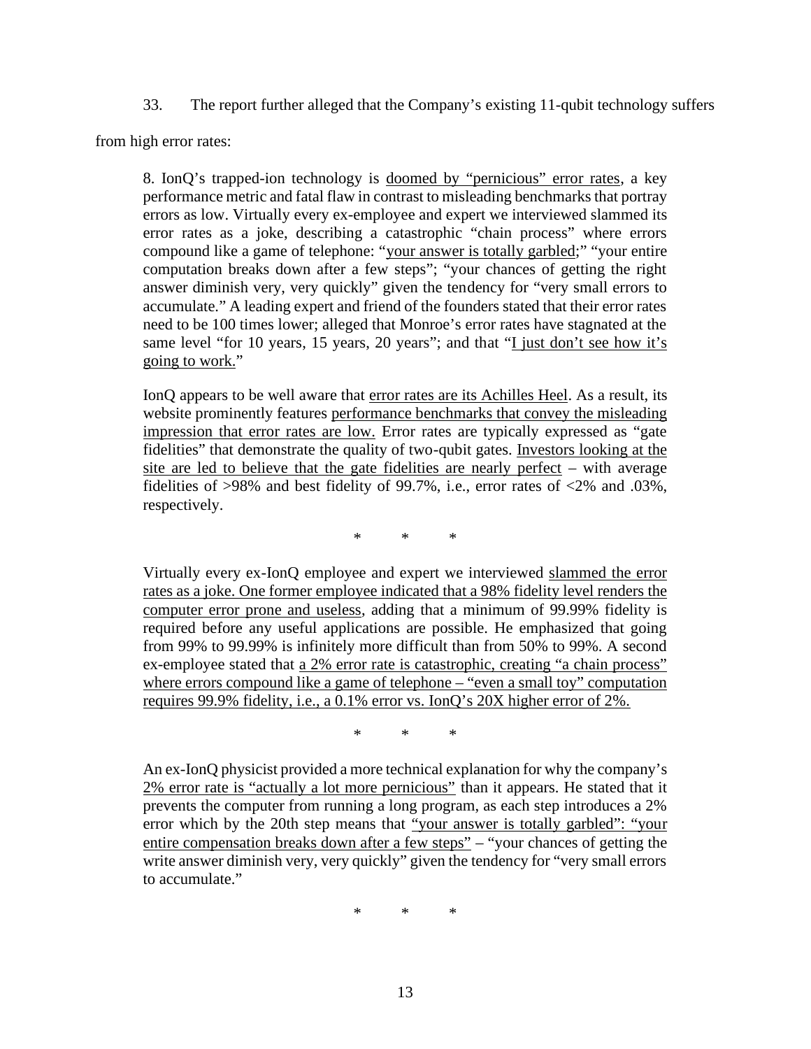33. The report further alleged that the Company's existing 11-qubit technology suffers from high error rates:

> 8. IonQ's trapped-ion technology is doomed by "pernicious" error rates, a key performance metric and fatal flaw in contrast to misleading benchmarks that portray errors as low. Virtually every ex-employee and expert we interviewed slammed its error rates as a joke, describing a catastrophic "chain process" where errors compound like a game of telephone: "your answer is totally garbled;" "your entire computation breaks down after a few steps"; "your chances of getting the right answer diminish very, very quickly" given the tendency for "very small errors to accumulate." A leading expert and friend of the founders stated that their error rates need to be 100 times lower; alleged that Monroe's error rates have stagnated at the same level "for 10 years, 15 years, 20 years"; and that "I just don't see how it's going to work."
>
> IonQ appears to be well aware that error rates are its Achilles Heel. As a result, its website prominently features performance benchmarks that convey the misleading impression that error rates are low. Error rates are typically expressed as "gate fidelities" that demonstrate the quality of two-qubit gates. Investors looking at the site are led to believe that the gate fidelities are nearly perfect – with average fidelities of >98% and best fidelity of 99.7%, i.e., error rates of <2% and .03%, respectively.
>
> \* \* \*
>
> Virtually every ex-IonQ employee and expert we interviewed slammed the error rates as a joke. One former employee indicated that a 98% fidelity level renders the computer error prone and useless, adding that a minimum of 99.99% fidelity is required before any useful applications are possible. He emphasized that going from 99% to 99.99% is infinitely more difficult than from 50% to 99%. A second ex-employee stated that a 2% error rate is catastrophic, creating "a chain process" where errors compound like a game of telephone – "even a small toy" computation requires 99.9% fidelity, i.e., a 0.1% error vs. IonQ's 20X higher error of 2%.
>
> \* \* \*
>
> An ex-IonQ physicist provided a more technical explanation for why the company's 2% error rate is "actually a lot more pernicious" than it appears. He stated that it prevents the computer from running a long program, as each step introduces a 2% error which by the 20th step means that "your answer is totally garbled": "your entire compensation breaks down after a few steps" – "your chances of getting the write answer diminish very, very quickly" given the tendency for "very small errors to accumulate."
>
> \* \* \*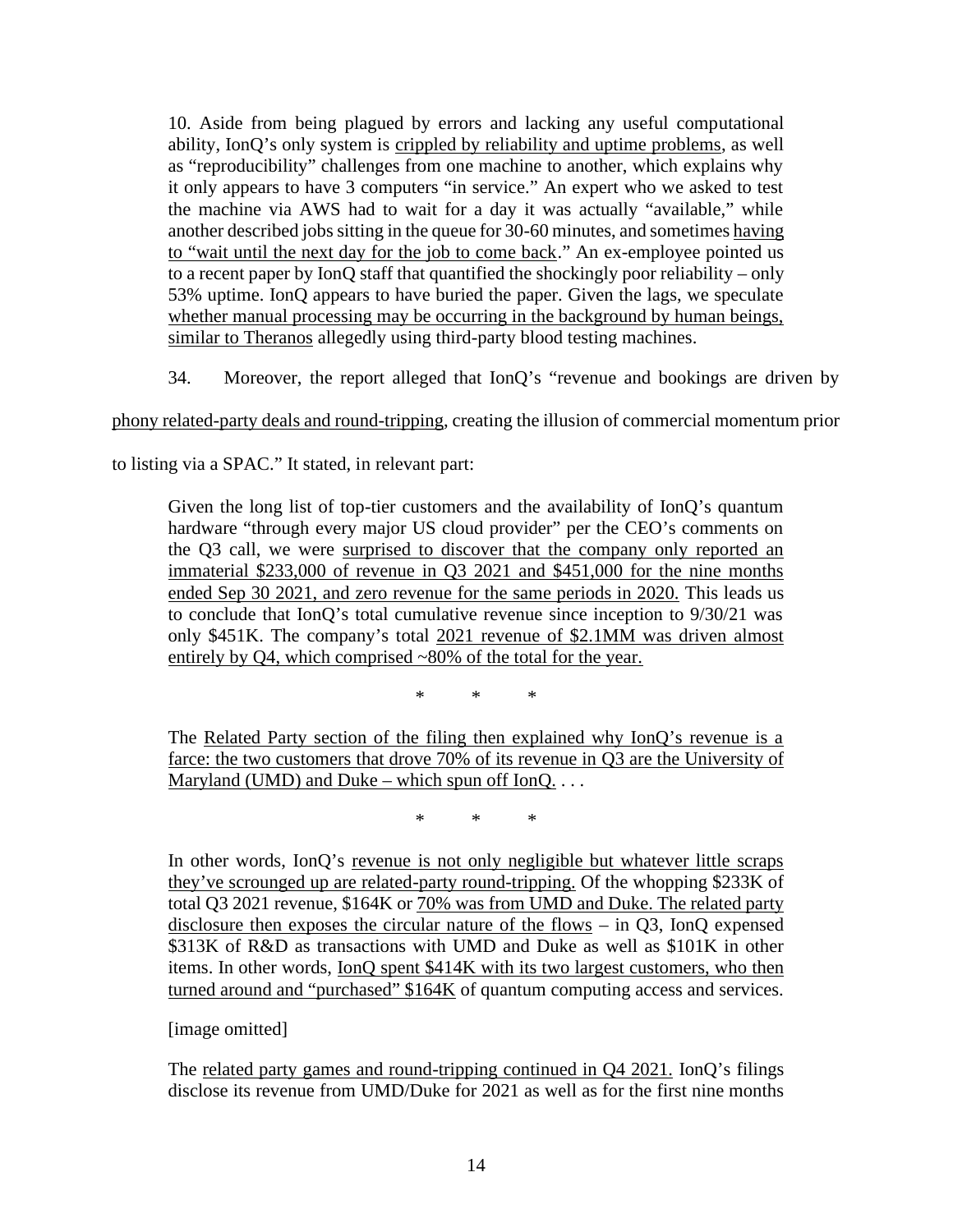10. Aside from being plagued by errors and lacking any useful computational ability, IonQ's only system is crippled by reliability and uptime problems, as well as "reproducibility" challenges from one machine to another, which explains why it only appears to have 3 computers "in service." An expert who we asked to test the machine via AWS had to wait for a day it was actually "available," while another described jobs sitting in the queue for 30-60 minutes, and sometimes having to "wait until the next day for the job to come back." An ex-employee pointed us to a recent paper by IonQ staff that quantified the shockingly poor reliability – only 53% uptime. IonQ appears to have buried the paper. Given the lags, we speculate whether manual processing may be occurring in the background by human beings, similar to Theranos allegedly using third-party blood testing machines.

34. Moreover, the report alleged that IonQ's "revenue and bookings are driven by phony related-party deals and round-tripping, creating the illusion of commercial momentum prior to listing via a SPAC." It stated, in relevant part:

> Given the long list of top-tier customers and the availability of IonQ's quantum hardware "through every major US cloud provider" per the CEO's comments on the Q3 call, we were surprised to discover that the company only reported an immaterial $233,000 of revenue in Q3 2021 and $451,000 for the nine months ended Sep 30 2021, and zero revenue for the same periods in 2020. This leads us to conclude that IonQ's total cumulative revenue since inception to 9/30/21 was only $451K. The company's total 2021 revenue of $2.1MM was driven almost entirely by Q4, which comprised ~80% of the total for the year.
>
> \* \* \*
>
> The Related Party section of the filing then explained why IonQ's revenue is a farce: the two customers that drove 70% of its revenue in Q3 are the University of Maryland (UMD) and Duke – which spun off IonQ. . . .
>
> \* \* \*
>
> In other words, IonQ's revenue is not only negligible but whatever little scraps they've scrounged up are related-party round-tripping. Of the whopping $233K of total Q3 2021 revenue, $164K or 70% was from UMD and Duke. The related party disclosure then exposes the circular nature of the flows – in Q3, IonQ expensed $313K of R&D as transactions with UMD and Duke as well as $101K in other items. In other words, IonQ spent $414K with its two largest customers, who then turned around and "purchased" $164K of quantum computing access and services.
>
> [image omitted]
>
> The related party games and round-tripping continued in Q4 2021. IonQ's filings disclose its revenue from UMD/Duke for 2021 as well as for the first nine months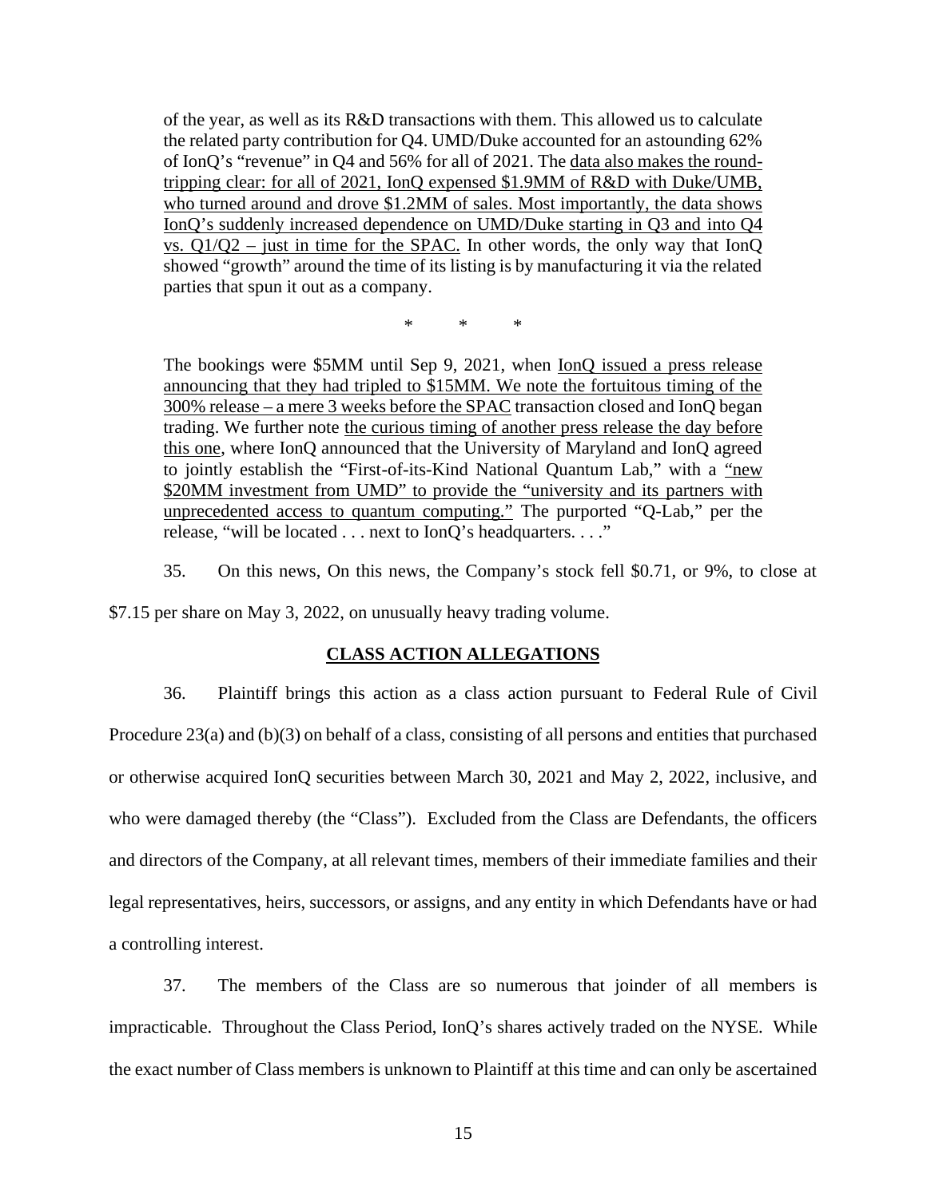of the year, as well as its R&D transactions with them. This allowed us to calculate the related party contribution for Q4. UMD/Duke accounted for an astounding 62% of IonQ's "revenue" in Q4 and 56% for all of 2021. The data also makes the round-tripping clear: for all of 2021, IonQ expensed $1.9MM of R&D with Duke/UMB, who turned around and drove $1.2MM of sales. Most importantly, the data shows IonQ's suddenly increased dependence on UMD/Duke starting in Q3 and into Q4 vs. Q1/Q2 – just in time for the SPAC. In other words, the only way that IonQ showed "growth" around the time of its listing is by manufacturing it via the related parties that spun it out as a company.

\* \* \*

The bookings were $5MM until Sep 9, 2021, when IonQ issued a press release announcing that they had tripled to $15MM. We note the fortuitous timing of the 300% release – a mere 3 weeks before the SPAC transaction closed and IonQ began trading. We further note the curious timing of another press release the day before this one, where IonQ announced that the University of Maryland and IonQ agreed to jointly establish the "First-of-its-Kind National Quantum Lab," with a "new $20MM investment from UMD" to provide the "university and its partners with unprecedented access to quantum computing." The purported "Q-Lab," per the release, "will be located . . . next to IonQ's headquarters. . . ."

35. On this news, On this news, the Company's stock fell $0.71, or 9%, to close at $7.15 per share on May 3, 2022, on unusually heavy trading volume.

## CLASS ACTION ALLEGATIONS

36. Plaintiff brings this action as a class action pursuant to Federal Rule of Civil Procedure 23(a) and (b)(3) on behalf of a class, consisting of all persons and entities that purchased or otherwise acquired IonQ securities between March 30, 2021 and May 2, 2022, inclusive, and who were damaged thereby (the "Class"). Excluded from the Class are Defendants, the officers and directors of the Company, at all relevant times, members of their immediate families and their legal representatives, heirs, successors, or assigns, and any entity in which Defendants have or had a controlling interest.

37. The members of the Class are so numerous that joinder of all members is impracticable. Throughout the Class Period, IonQ's shares actively traded on the NYSE. While the exact number of Class members is unknown to Plaintiff at this time and can only be ascertained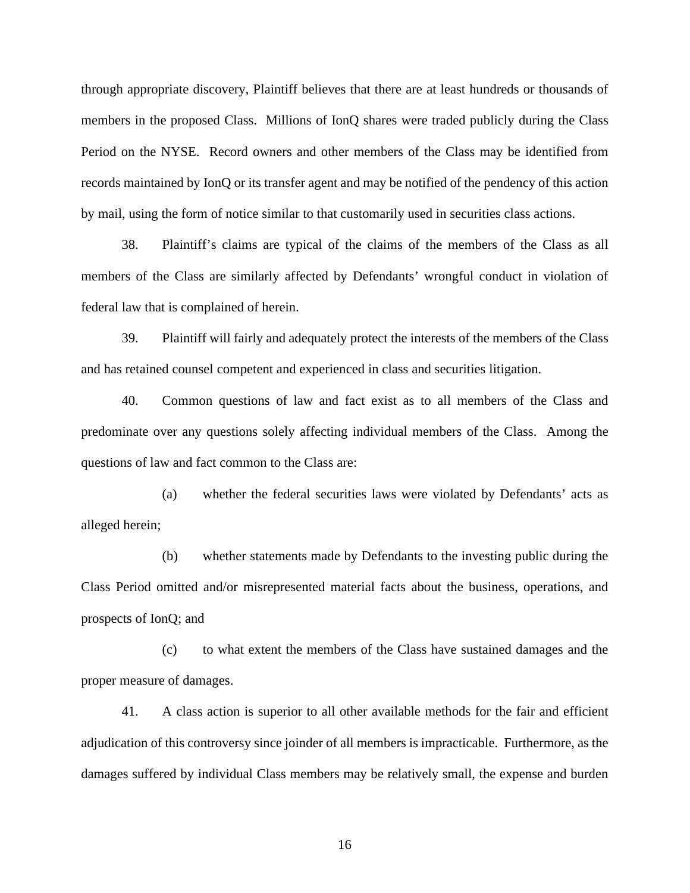through appropriate discovery, Plaintiff believes that there are at least hundreds or thousands of members in the proposed Class. Millions of IonQ shares were traded publicly during the Class Period on the NYSE. Record owners and other members of the Class may be identified from records maintained by IonQ or its transfer agent and may be notified of the pendency of this action by mail, using the form of notice similar to that customarily used in securities class actions.

38. Plaintiff's claims are typical of the claims of the members of the Class as all members of the Class are similarly affected by Defendants' wrongful conduct in violation of federal law that is complained of herein.

39. Plaintiff will fairly and adequately protect the interests of the members of the Class and has retained counsel competent and experienced in class and securities litigation.

40. Common questions of law and fact exist as to all members of the Class and predominate over any questions solely affecting individual members of the Class. Among the questions of law and fact common to the Class are:

(a) whether the federal securities laws were violated by Defendants' acts as alleged herein;

(b) whether statements made by Defendants to the investing public during the Class Period omitted and/or misrepresented material facts about the business, operations, and prospects of IonQ; and

(c) to what extent the members of the Class have sustained damages and the proper measure of damages.

41. A class action is superior to all other available methods for the fair and efficient adjudication of this controversy since joinder of all members is impracticable. Furthermore, as the damages suffered by individual Class members may be relatively small, the expense and burden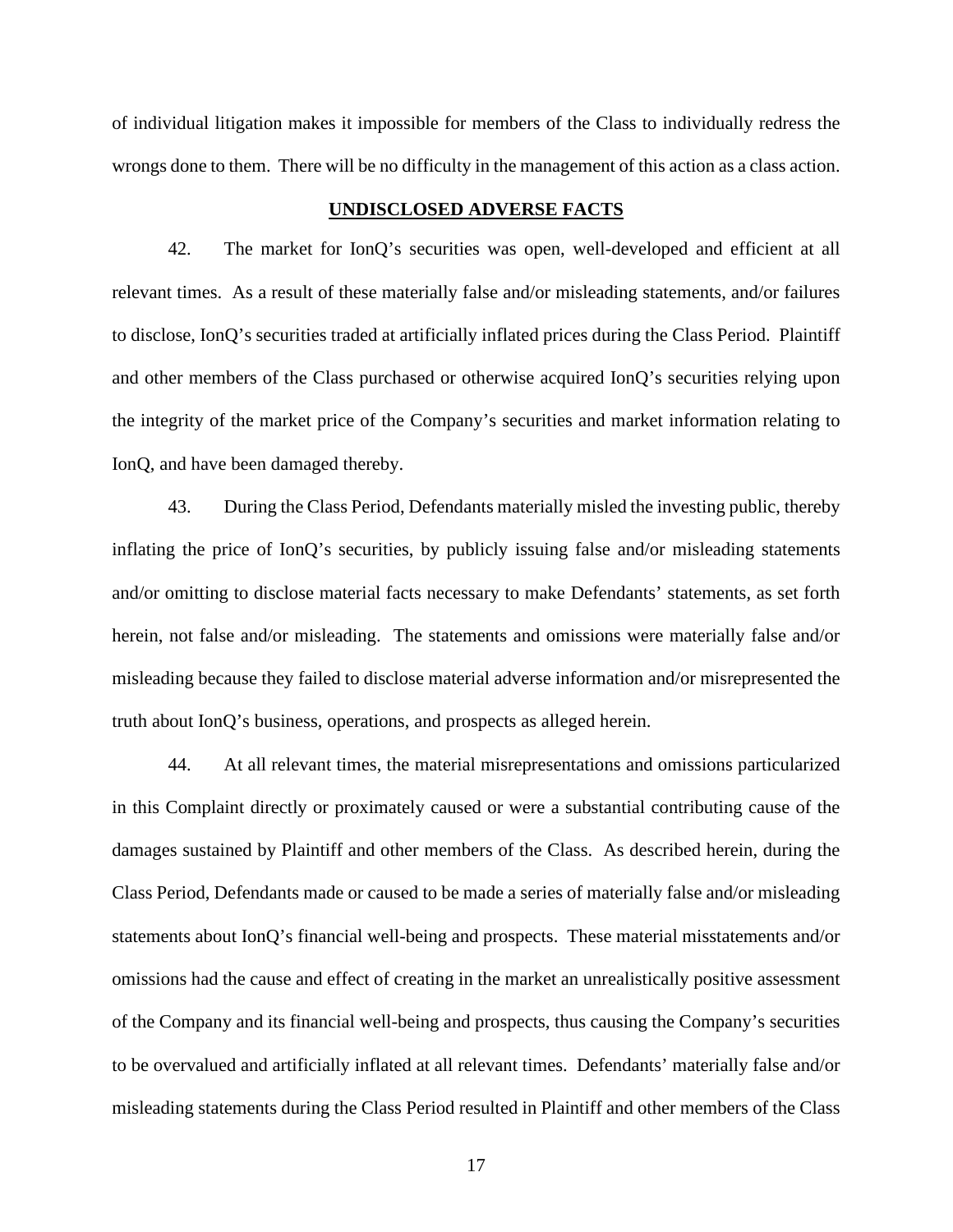of individual litigation makes it impossible for members of the Class to individually redress the wrongs done to them. There will be no difficulty in the management of this action as a class action.

## UNDISCLOSED ADVERSE FACTS

42. The market for IonQ's securities was open, well-developed and efficient at all relevant times. As a result of these materially false and/or misleading statements, and/or failures to disclose, IonQ's securities traded at artificially inflated prices during the Class Period. Plaintiff and other members of the Class purchased or otherwise acquired IonQ's securities relying upon the integrity of the market price of the Company's securities and market information relating to IonQ, and have been damaged thereby.

43. During the Class Period, Defendants materially misled the investing public, thereby inflating the price of IonQ's securities, by publicly issuing false and/or misleading statements and/or omitting to disclose material facts necessary to make Defendants' statements, as set forth herein, not false and/or misleading. The statements and omissions were materially false and/or misleading because they failed to disclose material adverse information and/or misrepresented the truth about IonQ's business, operations, and prospects as alleged herein.

44. At all relevant times, the material misrepresentations and omissions particularized in this Complaint directly or proximately caused or were a substantial contributing cause of the damages sustained by Plaintiff and other members of the Class. As described herein, during the Class Period, Defendants made or caused to be made a series of materially false and/or misleading statements about IonQ's financial well-being and prospects. These material misstatements and/or omissions had the cause and effect of creating in the market an unrealistically positive assessment of the Company and its financial well-being and prospects, thus causing the Company's securities to be overvalued and artificially inflated at all relevant times. Defendants' materially false and/or misleading statements during the Class Period resulted in Plaintiff and other members of the Class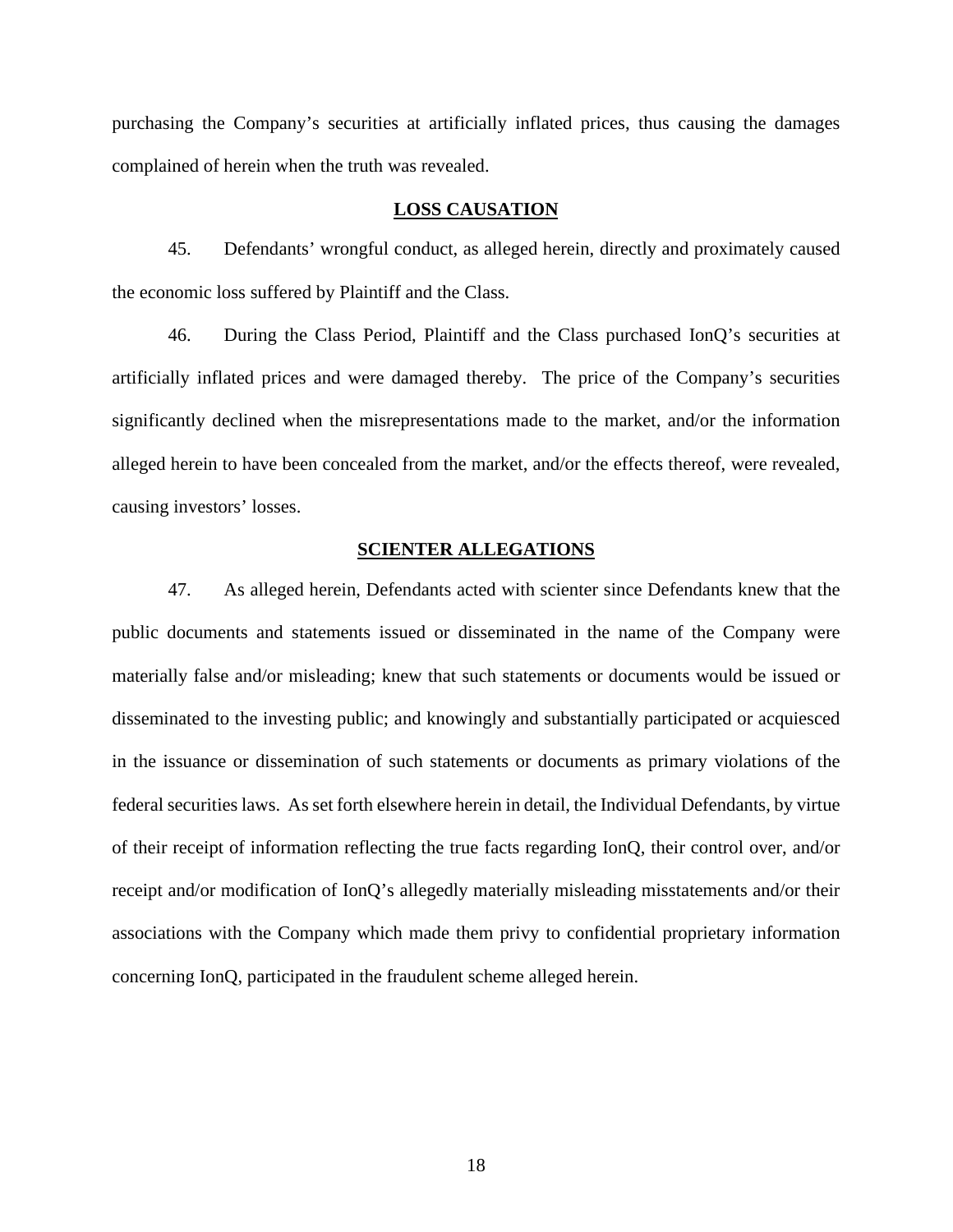purchasing the Company's securities at artificially inflated prices, thus causing the damages complained of herein when the truth was revealed.

## LOSS CAUSATION

45. Defendants' wrongful conduct, as alleged herein, directly and proximately caused the economic loss suffered by Plaintiff and the Class.

46. During the Class Period, Plaintiff and the Class purchased IonQ's securities at artificially inflated prices and were damaged thereby. The price of the Company's securities significantly declined when the misrepresentations made to the market, and/or the information alleged herein to have been concealed from the market, and/or the effects thereof, were revealed, causing investors' losses.

## SCIENTER ALLEGATIONS

47. As alleged herein, Defendants acted with scienter since Defendants knew that the public documents and statements issued or disseminated in the name of the Company were materially false and/or misleading; knew that such statements or documents would be issued or disseminated to the investing public; and knowingly and substantially participated or acquiesced in the issuance or dissemination of such statements or documents as primary violations of the federal securities laws. As set forth elsewhere herein in detail, the Individual Defendants, by virtue of their receipt of information reflecting the true facts regarding IonQ, their control over, and/or receipt and/or modification of IonQ's allegedly materially misleading misstatements and/or their associations with the Company which made them privy to confidential proprietary information concerning IonQ, participated in the fraudulent scheme alleged herein.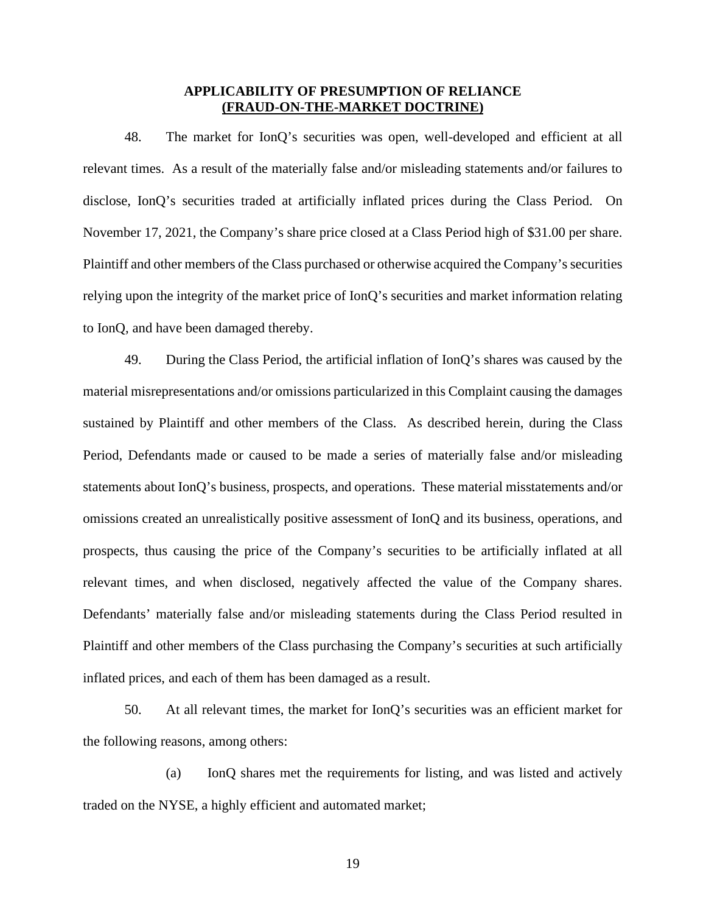## APPLICABILITY OF PRESUMPTION OF RELIANCE
## (FRAUD-ON-THE-MARKET DOCTRINE)

48. The market for IonQ's securities was open, well-developed and efficient at all relevant times. As a result of the materially false and/or misleading statements and/or failures to disclose, IonQ's securities traded at artificially inflated prices during the Class Period. On November 17, 2021, the Company's share price closed at a Class Period high of $31.00 per share. Plaintiff and other members of the Class purchased or otherwise acquired the Company's securities relying upon the integrity of the market price of IonQ's securities and market information relating to IonQ, and have been damaged thereby.

49. During the Class Period, the artificial inflation of IonQ's shares was caused by the material misrepresentations and/or omissions particularized in this Complaint causing the damages sustained by Plaintiff and other members of the Class. As described herein, during the Class Period, Defendants made or caused to be made a series of materially false and/or misleading statements about IonQ's business, prospects, and operations. These material misstatements and/or omissions created an unrealistically positive assessment of IonQ and its business, operations, and prospects, thus causing the price of the Company's securities to be artificially inflated at all relevant times, and when disclosed, negatively affected the value of the Company shares. Defendants' materially false and/or misleading statements during the Class Period resulted in Plaintiff and other members of the Class purchasing the Company's securities at such artificially inflated prices, and each of them has been damaged as a result.

50. At all relevant times, the market for IonQ's securities was an efficient market for the following reasons, among others:

(a) IonQ shares met the requirements for listing, and was listed and actively traded on the NYSE, a highly efficient and automated market;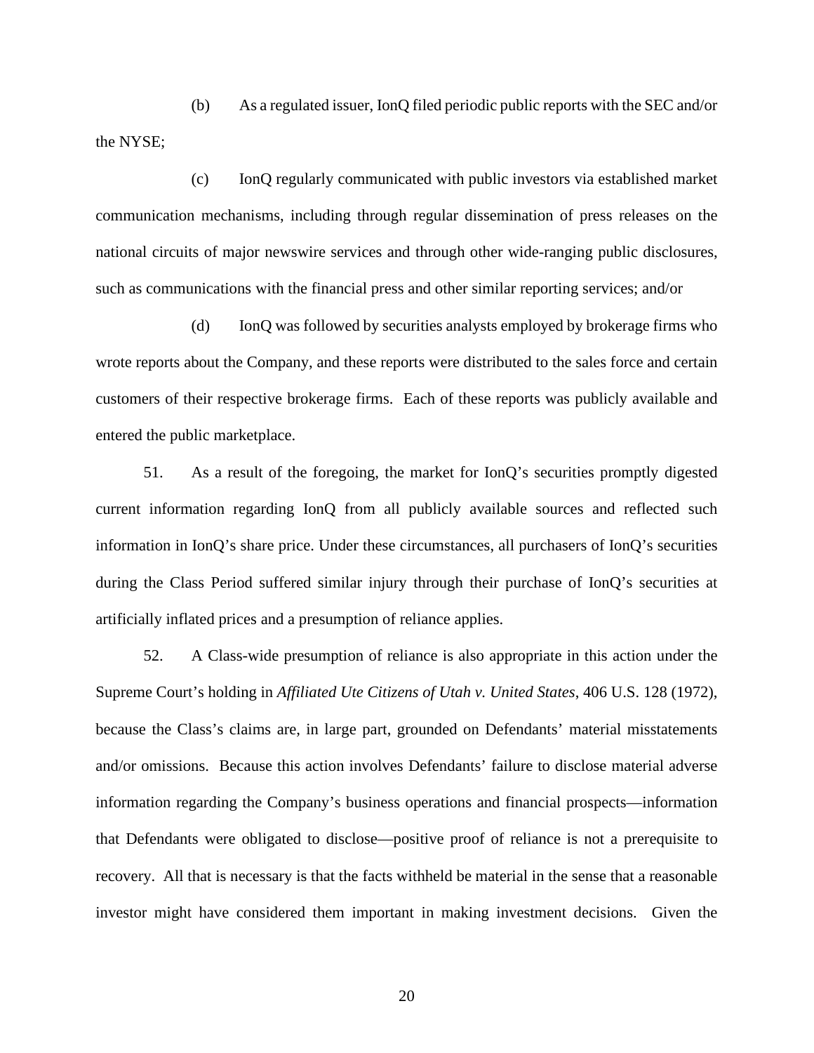(b) As a regulated issuer, IonQ filed periodic public reports with the SEC and/or the NYSE;

(c) IonQ regularly communicated with public investors via established market communication mechanisms, including through regular dissemination of press releases on the national circuits of major newswire services and through other wide-ranging public disclosures, such as communications with the financial press and other similar reporting services; and/or

(d) IonQ was followed by securities analysts employed by brokerage firms who wrote reports about the Company, and these reports were distributed to the sales force and certain customers of their respective brokerage firms. Each of these reports was publicly available and entered the public marketplace.

51. As a result of the foregoing, the market for IonQ's securities promptly digested current information regarding IonQ from all publicly available sources and reflected such information in IonQ's share price. Under these circumstances, all purchasers of IonQ's securities during the Class Period suffered similar injury through their purchase of IonQ's securities at artificially inflated prices and a presumption of reliance applies.

52. A Class-wide presumption of reliance is also appropriate in this action under the Supreme Court's holding in *Affiliated Ute Citizens of Utah v. United States*, 406 U.S. 128 (1972), because the Class's claims are, in large part, grounded on Defendants' material misstatements and/or omissions. Because this action involves Defendants' failure to disclose material adverse information regarding the Company's business operations and financial prospects—information that Defendants were obligated to disclose—positive proof of reliance is not a prerequisite to recovery. All that is necessary is that the facts withheld be material in the sense that a reasonable investor might have considered them important in making investment decisions. Given the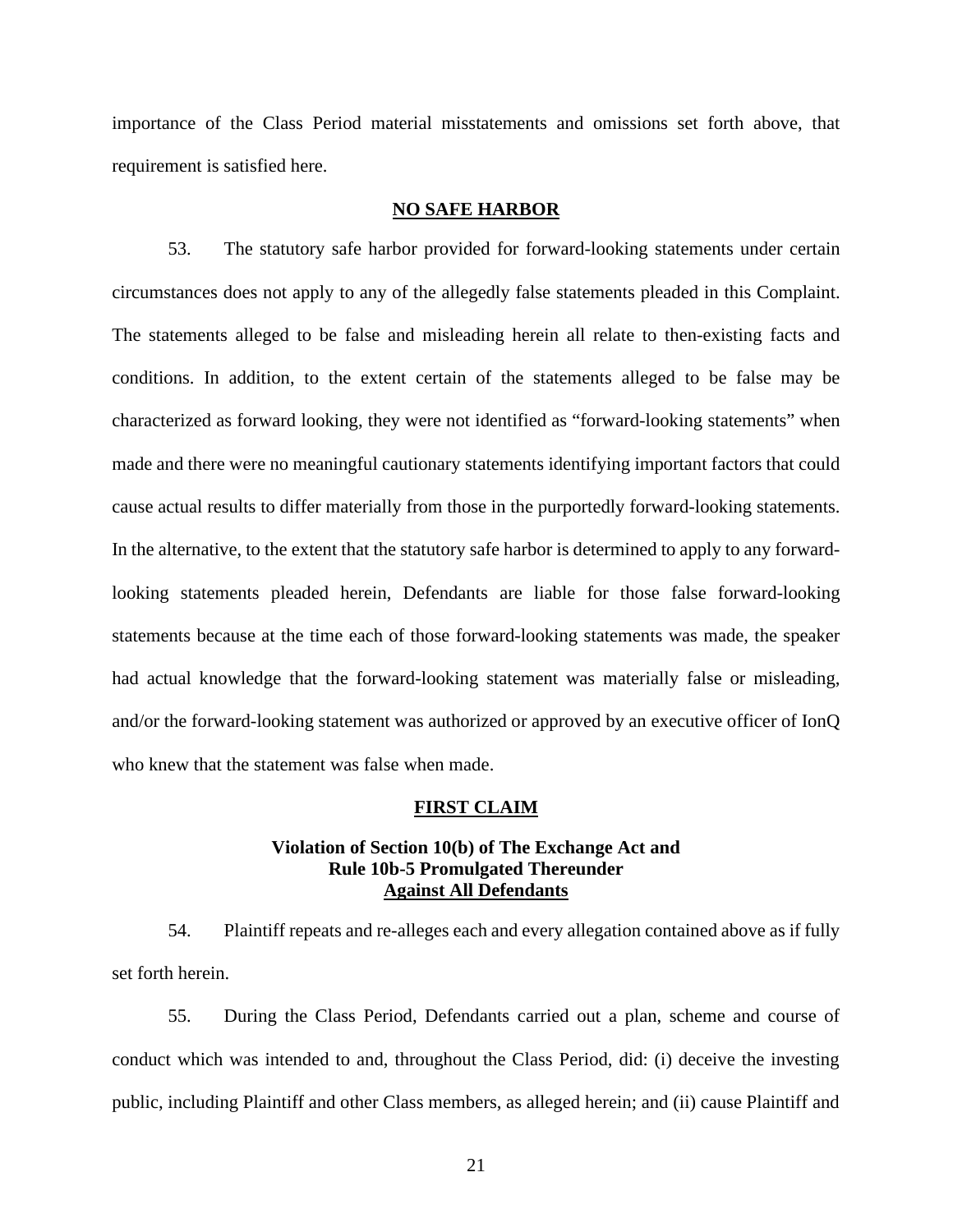importance of the Class Period material misstatements and omissions set forth above, that requirement is satisfied here.

## NO SAFE HARBOR

53. The statutory safe harbor provided for forward-looking statements under certain circumstances does not apply to any of the allegedly false statements pleaded in this Complaint. The statements alleged to be false and misleading herein all relate to then-existing facts and conditions. In addition, to the extent certain of the statements alleged to be false may be characterized as forward looking, they were not identified as "forward-looking statements" when made and there were no meaningful cautionary statements identifying important factors that could cause actual results to differ materially from those in the purportedly forward-looking statements. In the alternative, to the extent that the statutory safe harbor is determined to apply to any forward-looking statements pleaded herein, Defendants are liable for those false forward-looking statements because at the time each of those forward-looking statements was made, the speaker had actual knowledge that the forward-looking statement was materially false or misleading, and/or the forward-looking statement was authorized or approved by an executive officer of IonQ who knew that the statement was false when made.

## FIRST CLAIM

### Violation of Section 10(b) of The Exchange Act and Rule 10b-5 Promulgated Thereunder Against All Defendants

54. Plaintiff repeats and re-alleges each and every allegation contained above as if fully set forth herein.

55. During the Class Period, Defendants carried out a plan, scheme and course of conduct which was intended to and, throughout the Class Period, did: (i) deceive the investing public, including Plaintiff and other Class members, as alleged herein; and (ii) cause Plaintiff and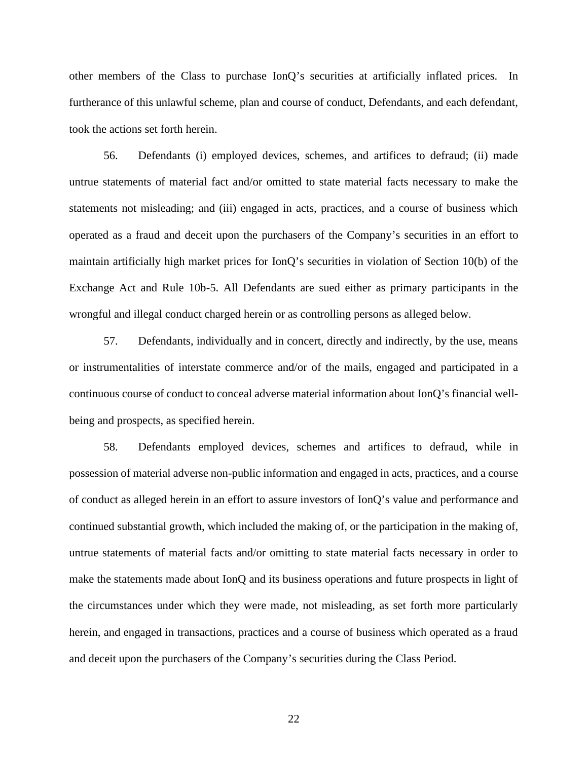other members of the Class to purchase IonQ's securities at artificially inflated prices. In furtherance of this unlawful scheme, plan and course of conduct, Defendants, and each defendant, took the actions set forth herein.

56. Defendants (i) employed devices, schemes, and artifices to defraud; (ii) made untrue statements of material fact and/or omitted to state material facts necessary to make the statements not misleading; and (iii) engaged in acts, practices, and a course of business which operated as a fraud and deceit upon the purchasers of the Company's securities in an effort to maintain artificially high market prices for IonQ's securities in violation of Section 10(b) of the Exchange Act and Rule 10b-5. All Defendants are sued either as primary participants in the wrongful and illegal conduct charged herein or as controlling persons as alleged below.

57. Defendants, individually and in concert, directly and indirectly, by the use, means or instrumentalities of interstate commerce and/or of the mails, engaged and participated in a continuous course of conduct to conceal adverse material information about IonQ's financial well-being and prospects, as specified herein.

58. Defendants employed devices, schemes and artifices to defraud, while in possession of material adverse non-public information and engaged in acts, practices, and a course of conduct as alleged herein in an effort to assure investors of IonQ's value and performance and continued substantial growth, which included the making of, or the participation in the making of, untrue statements of material facts and/or omitting to state material facts necessary in order to make the statements made about IonQ and its business operations and future prospects in light of the circumstances under which they were made, not misleading, as set forth more particularly herein, and engaged in transactions, practices and a course of business which operated as a fraud and deceit upon the purchasers of the Company's securities during the Class Period.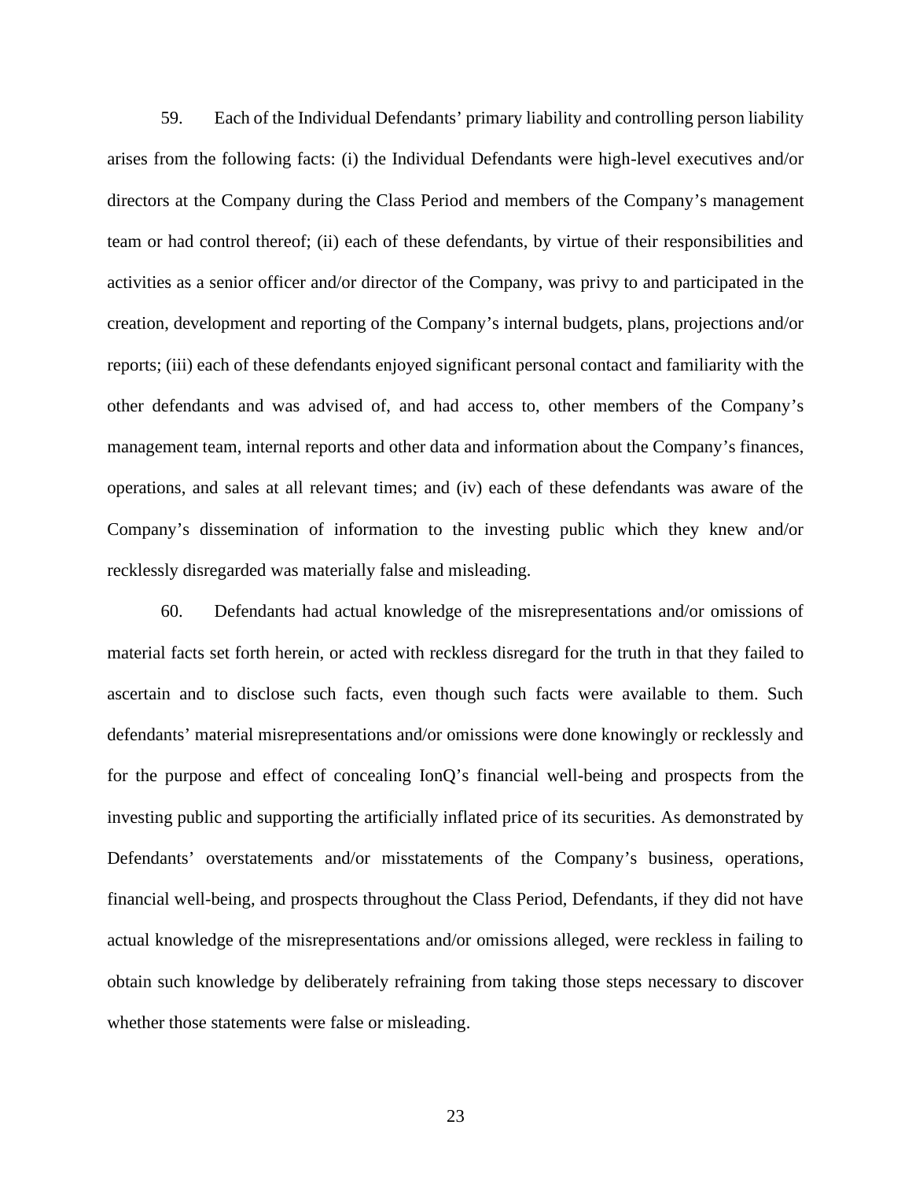59. Each of the Individual Defendants' primary liability and controlling person liability arises from the following facts: (i) the Individual Defendants were high-level executives and/or directors at the Company during the Class Period and members of the Company's management team or had control thereof; (ii) each of these defendants, by virtue of their responsibilities and activities as a senior officer and/or director of the Company, was privy to and participated in the creation, development and reporting of the Company's internal budgets, plans, projections and/or reports; (iii) each of these defendants enjoyed significant personal contact and familiarity with the other defendants and was advised of, and had access to, other members of the Company's management team, internal reports and other data and information about the Company's finances, operations, and sales at all relevant times; and (iv) each of these defendants was aware of the Company's dissemination of information to the investing public which they knew and/or recklessly disregarded was materially false and misleading.

60. Defendants had actual knowledge of the misrepresentations and/or omissions of material facts set forth herein, or acted with reckless disregard for the truth in that they failed to ascertain and to disclose such facts, even though such facts were available to them. Such defendants' material misrepresentations and/or omissions were done knowingly or recklessly and for the purpose and effect of concealing IonQ's financial well-being and prospects from the investing public and supporting the artificially inflated price of its securities. As demonstrated by Defendants' overstatements and/or misstatements of the Company's business, operations, financial well-being, and prospects throughout the Class Period, Defendants, if they did not have actual knowledge of the misrepresentations and/or omissions alleged, were reckless in failing to obtain such knowledge by deliberately refraining from taking those steps necessary to discover whether those statements were false or misleading.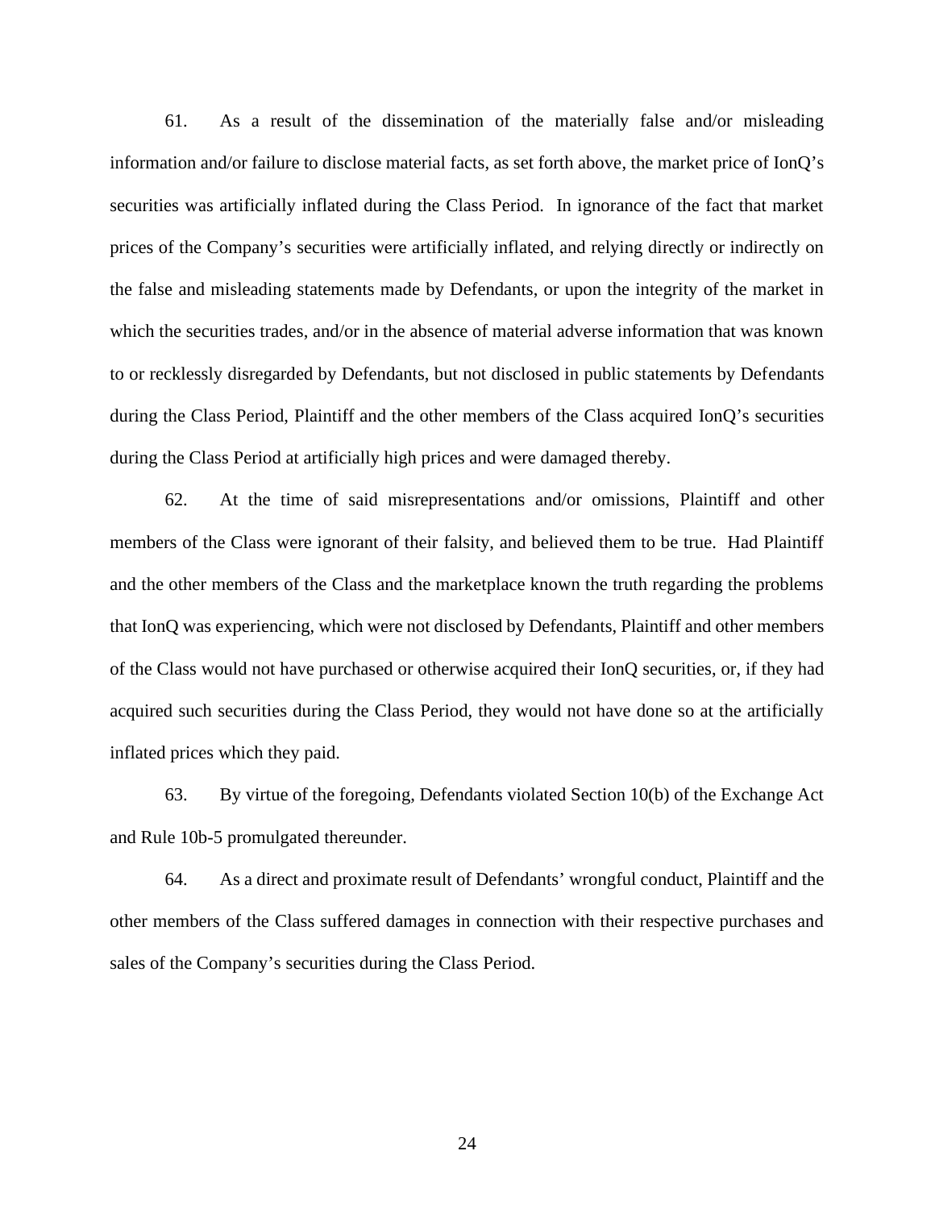61. As a result of the dissemination of the materially false and/or misleading information and/or failure to disclose material facts, as set forth above, the market price of IonQ's securities was artificially inflated during the Class Period. In ignorance of the fact that market prices of the Company's securities were artificially inflated, and relying directly or indirectly on the false and misleading statements made by Defendants, or upon the integrity of the market in which the securities trades, and/or in the absence of material adverse information that was known to or recklessly disregarded by Defendants, but not disclosed in public statements by Defendants during the Class Period, Plaintiff and the other members of the Class acquired IonQ's securities during the Class Period at artificially high prices and were damaged thereby.

62. At the time of said misrepresentations and/or omissions, Plaintiff and other members of the Class were ignorant of their falsity, and believed them to be true. Had Plaintiff and the other members of the Class and the marketplace known the truth regarding the problems that IonQ was experiencing, which were not disclosed by Defendants, Plaintiff and other members of the Class would not have purchased or otherwise acquired their IonQ securities, or, if they had acquired such securities during the Class Period, they would not have done so at the artificially inflated prices which they paid.

63. By virtue of the foregoing, Defendants violated Section 10(b) of the Exchange Act and Rule 10b-5 promulgated thereunder.

64. As a direct and proximate result of Defendants' wrongful conduct, Plaintiff and the other members of the Class suffered damages in connection with their respective purchases and sales of the Company's securities during the Class Period.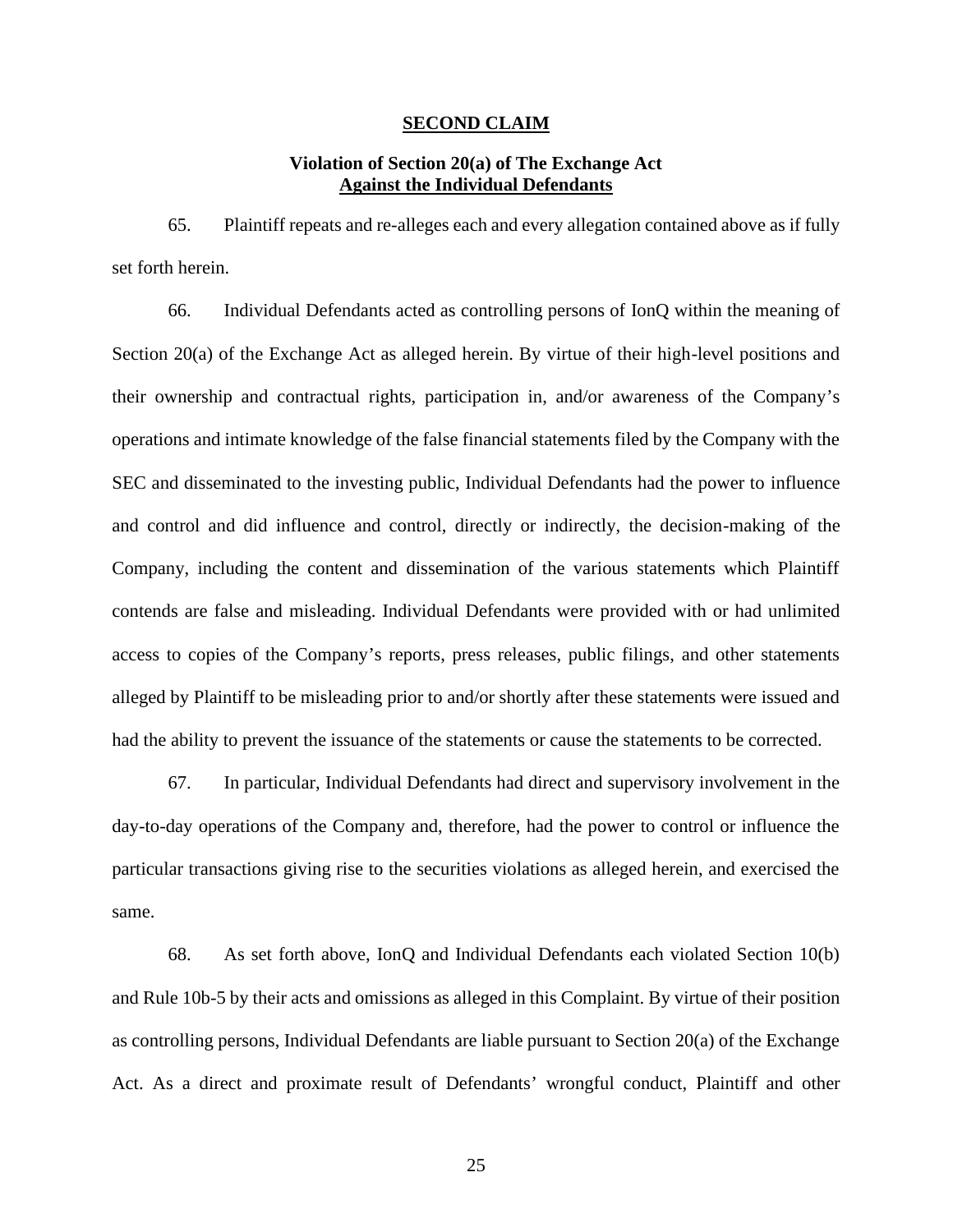**SECOND CLAIM**

**Violation of Section 20(a) of The Exchange Act**
**Against the Individual Defendants**

65. Plaintiff repeats and re-alleges each and every allegation contained above as if fully set forth herein.

66. Individual Defendants acted as controlling persons of IonQ within the meaning of Section 20(a) of the Exchange Act as alleged herein. By virtue of their high-level positions and their ownership and contractual rights, participation in, and/or awareness of the Company's operations and intimate knowledge of the false financial statements filed by the Company with the SEC and disseminated to the investing public, Individual Defendants had the power to influence and control and did influence and control, directly or indirectly, the decision-making of the Company, including the content and dissemination of the various statements which Plaintiff contends are false and misleading. Individual Defendants were provided with or had unlimited access to copies of the Company's reports, press releases, public filings, and other statements alleged by Plaintiff to be misleading prior to and/or shortly after these statements were issued and had the ability to prevent the issuance of the statements or cause the statements to be corrected.

67. In particular, Individual Defendants had direct and supervisory involvement in the day-to-day operations of the Company and, therefore, had the power to control or influence the particular transactions giving rise to the securities violations as alleged herein, and exercised the same.

68. As set forth above, IonQ and Individual Defendants each violated Section 10(b) and Rule 10b-5 by their acts and omissions as alleged in this Complaint. By virtue of their position as controlling persons, Individual Defendants are liable pursuant to Section 20(a) of the Exchange Act. As a direct and proximate result of Defendants' wrongful conduct, Plaintiff and other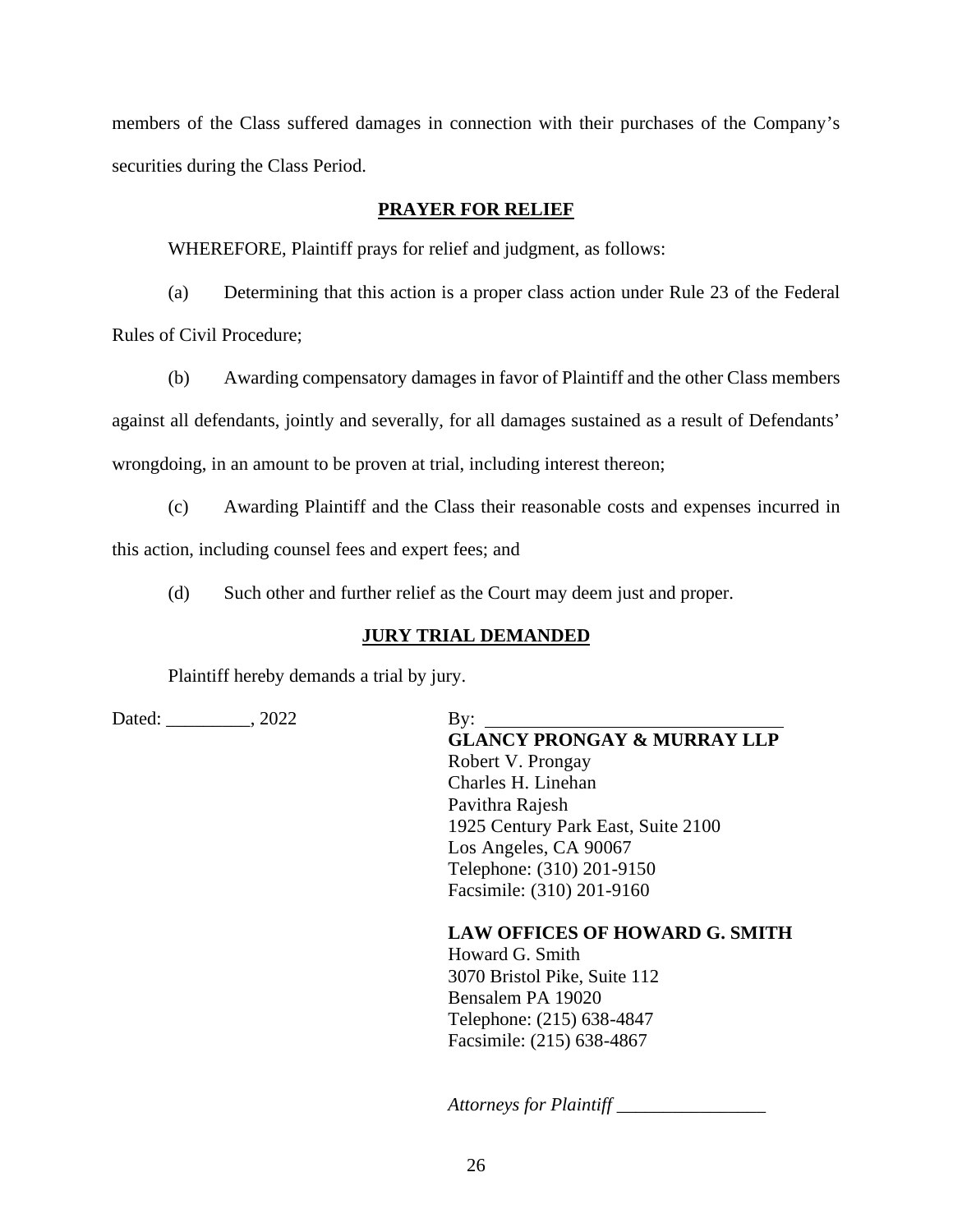members of the Class suffered damages in connection with their purchases of the Company's securities during the Class Period.

## PRAYER FOR RELIEF

WHEREFORE, Plaintiff prays for relief and judgment, as follows:

(a) Determining that this action is a proper class action under Rule 23 of the Federal Rules of Civil Procedure;

(b) Awarding compensatory damages in favor of Plaintiff and the other Class members against all defendants, jointly and severally, for all damages sustained as a result of Defendants' wrongdoing, in an amount to be proven at trial, including interest thereon;

(c) Awarding Plaintiff and the Class their reasonable costs and expenses incurred in this action, including counsel fees and expert fees; and

(d) Such other and further relief as the Court may deem just and proper.

## JURY TRIAL DEMANDED

Plaintiff hereby demands a trial by jury.

Dated: _________, 2022

By: ________________________________

**GLANCY PRONGAY & MURRAY LLP**
Robert V. Prongay
Charles H. Linehan
Pavithra Rajesh
1925 Century Park East, Suite 2100
Los Angeles, CA 90067
Telephone: (310) 201-9150
Facsimile: (310) 201-9160

**LAW OFFICES OF HOWARD G. SMITH**
Howard G. Smith
3070 Bristol Pike, Suite 112
Bensalem PA 19020
Telephone: (215) 638-4847
Facsimile: (215) 638-4867

*Attorneys for Plaintiff* ________________